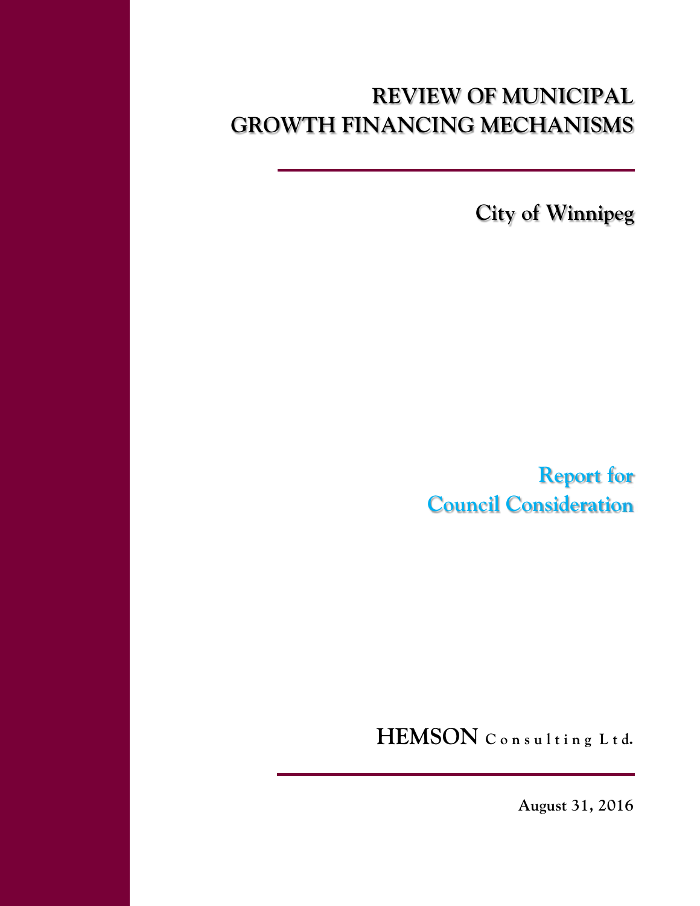# REVIEW OF MUNICIPAL GROWTH FINANCING MECHANISMS

## City of Winnipeg

**Report for Council Consideration**

**HEMSON Consulting Ltd.**

**August 31, 2016**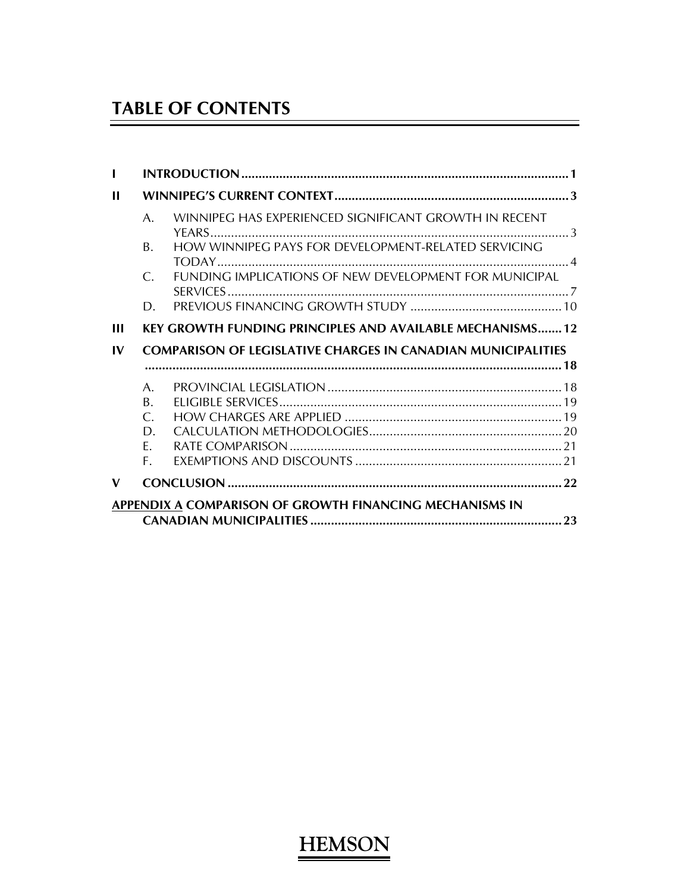# TABLE OF CONTENTS

| | | | |
|---|---|---|---|
| **I** | **INTRODUCTION** | | **1** |
| **II** | **WINNIPEG'S CURRENT CONTEXT** | | **3** |
| | A. | WINNIPEG HAS EXPERIENCED SIGNIFICANT GROWTH IN RECENT YEARS | 3 |
| | B. | HOW WINNIPEG PAYS FOR DEVELOPMENT-RELATED SERVICING TODAY | 4 |
| | C. | FUNDING IMPLICATIONS OF NEW DEVELOPMENT FOR MUNICIPAL SERVICES | 7 |
| | D. | PREVIOUS FINANCING GROWTH STUDY | 10 |
| **III** | **KEY GROWTH FUNDING PRINCIPLES AND AVAILABLE MECHANISMS** | | **12** |
| **IV** | **COMPARISON OF LEGISLATIVE CHARGES IN CANADIAN MUNICIPALITIES** | | **18** |
| | A. | PROVINCIAL LEGISLATION | 18 |
| | B. | ELIGIBLE SERVICES | 19 |
| | C. | HOW CHARGES ARE APPLIED | 19 |
| | D. | CALCULATION METHODOLOGIES | 20 |
| | E. | RATE COMPARISON | 21 |
| | F. | EXEMPTIONS AND DISCOUNTS | 21 |
| **V** | **CONCLUSION** | | **22** |
| **APPENDIX A** | **COMPARISON OF GROWTH FINANCING MECHANISMS IN CANADIAN MUNICIPALITIES** | | **23** |

HEMSON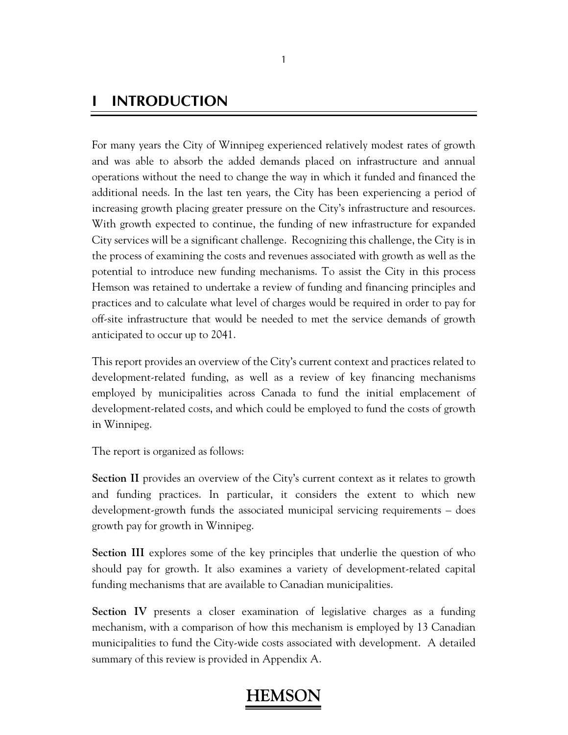# I INTRODUCTION

For many years the City of Winnipeg experienced relatively modest rates of growth and was able to absorb the added demands placed on infrastructure and annual operations without the need to change the way in which it funded and financed the additional needs. In the last ten years, the City has been experiencing a period of increasing growth placing greater pressure on the City's infrastructure and resources. With growth expected to continue, the funding of new infrastructure for expanded City services will be a significant challenge. Recognizing this challenge, the City is in the process of examining the costs and revenues associated with growth as well as the potential to introduce new funding mechanisms. To assist the City in this process Hemson was retained to undertake a review of funding and financing principles and practices and to calculate what level of charges would be required in order to pay for off-site infrastructure that would be needed to met the service demands of growth anticipated to occur up to 2041.

This report provides an overview of the City's current context and practices related to development-related funding, as well as a review of key financing mechanisms employed by municipalities across Canada to fund the initial emplacement of development-related costs, and which could be employed to fund the costs of growth in Winnipeg.

The report is organized as follows:

**Section II** provides an overview of the City's current context as it relates to growth and funding practices. In particular, it considers the extent to which new development-growth funds the associated municipal servicing requirements – does growth pay for growth in Winnipeg.

**Section III** explores some of the key principles that underlie the question of who should pay for growth. It also examines a variety of development-related capital funding mechanisms that are available to Canadian municipalities.

**Section IV** presents a closer examination of legislative charges as a funding mechanism, with a comparison of how this mechanism is employed by 13 Canadian municipalities to fund the City-wide costs associated with development. A detailed summary of this review is provided in Appendix A.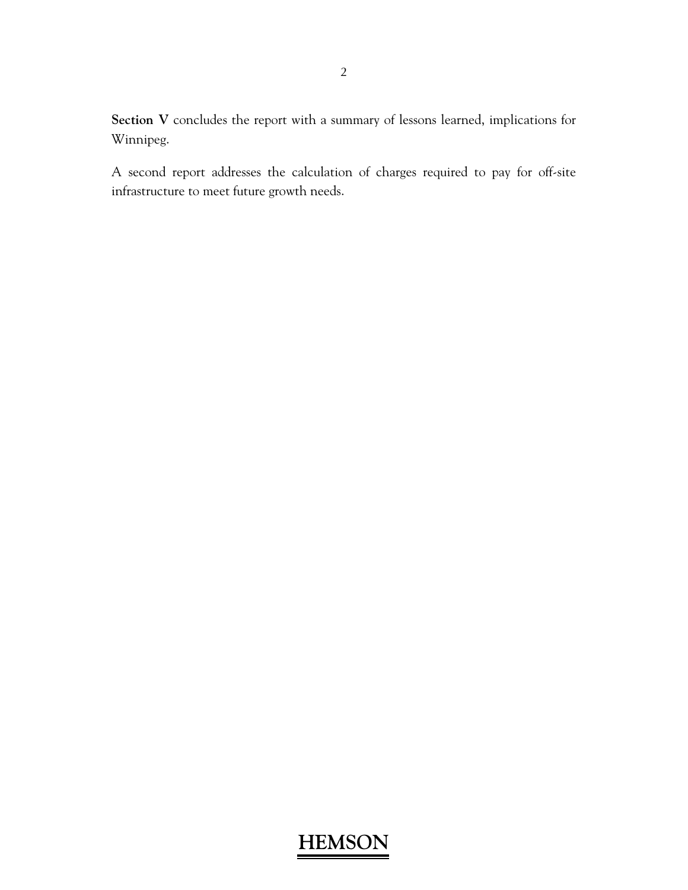**Section V** concludes the report with a summary of lessons learned, implications for Winnipeg.

A second report addresses the calculation of charges required to pay for off-site infrastructure to meet future growth needs.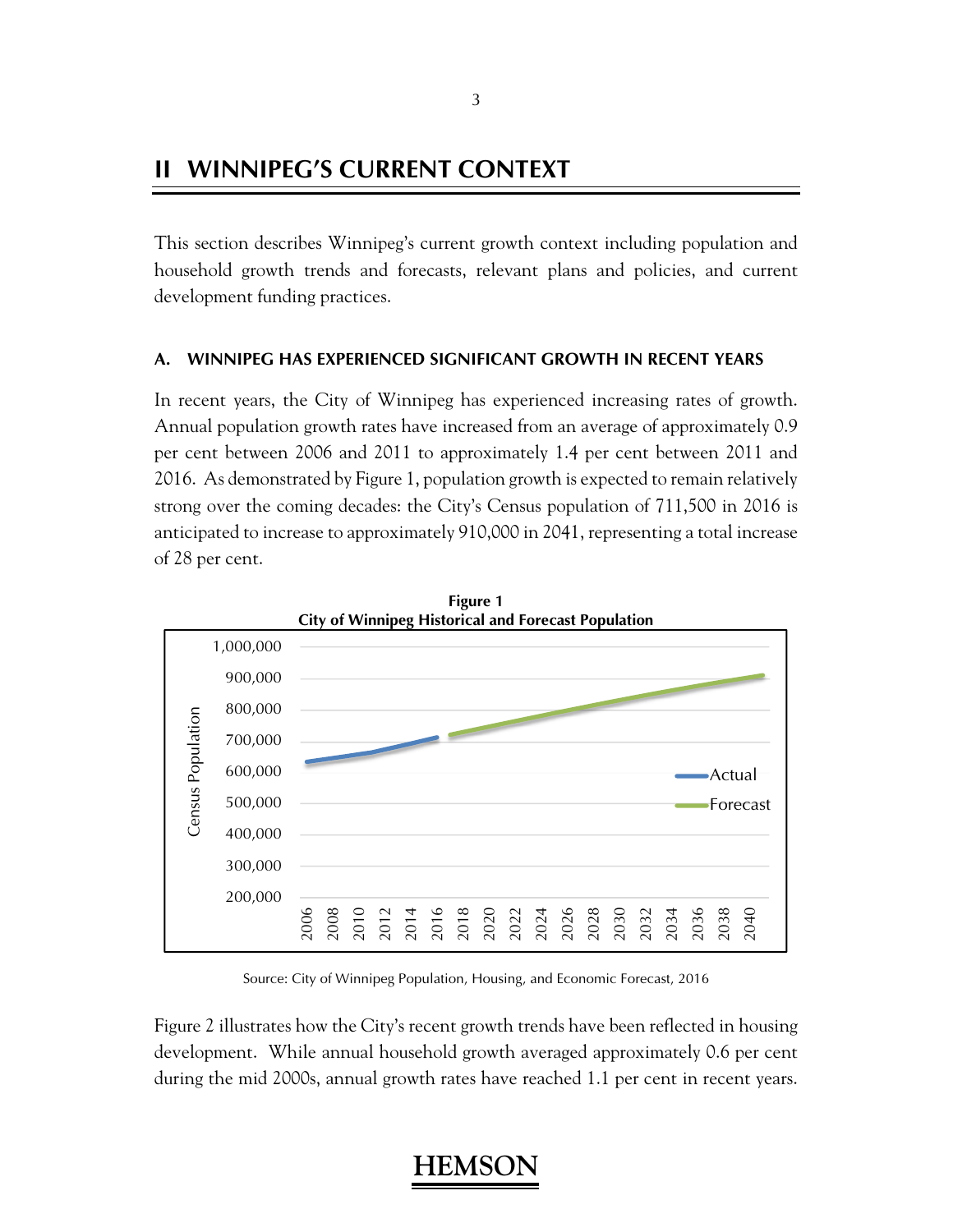# II WINNIPEG'S CURRENT CONTEXT

This section describes Winnipeg's current growth context including population and household growth trends and forecasts, relevant plans and policies, and current development funding practices.

## A. WINNIPEG HAS EXPERIENCED SIGNIFICANT GROWTH IN RECENT YEARS

In recent years, the City of Winnipeg has experienced increasing rates of growth. Annual population growth rates have increased from an average of approximately 0.9 per cent between 2006 and 2011 to approximately 1.4 per cent between 2011 and 2016. As demonstrated by Figure 1, population growth is expected to remain relatively strong over the coming decades: the City's Census population of 711,500 in 2016 is anticipated to increase to approximately 910,000 in 2041, representing a total increase of 28 per cent.

**Figure 1**
**City of Winnipeg Historical and Forecast Population**

Census Population

1,000,000
900,000
800,000
700,000
600,000
500,000
400,000
300,000
200,000

2006 2008 2010 2012 2014 2016 2018 2020 2022 2024 2026 2028 2030 2032 2034 2036 2038 2040

Actual
Forecast

Source: City of Winnipeg Population, Housing, and Economic Forecast, 2016

Figure 2 illustrates how the City's recent growth trends have been reflected in housing development. While annual household growth averaged approximately 0.6 per cent during the mid 2000s, annual growth rates have reached 1.1 per cent in recent years.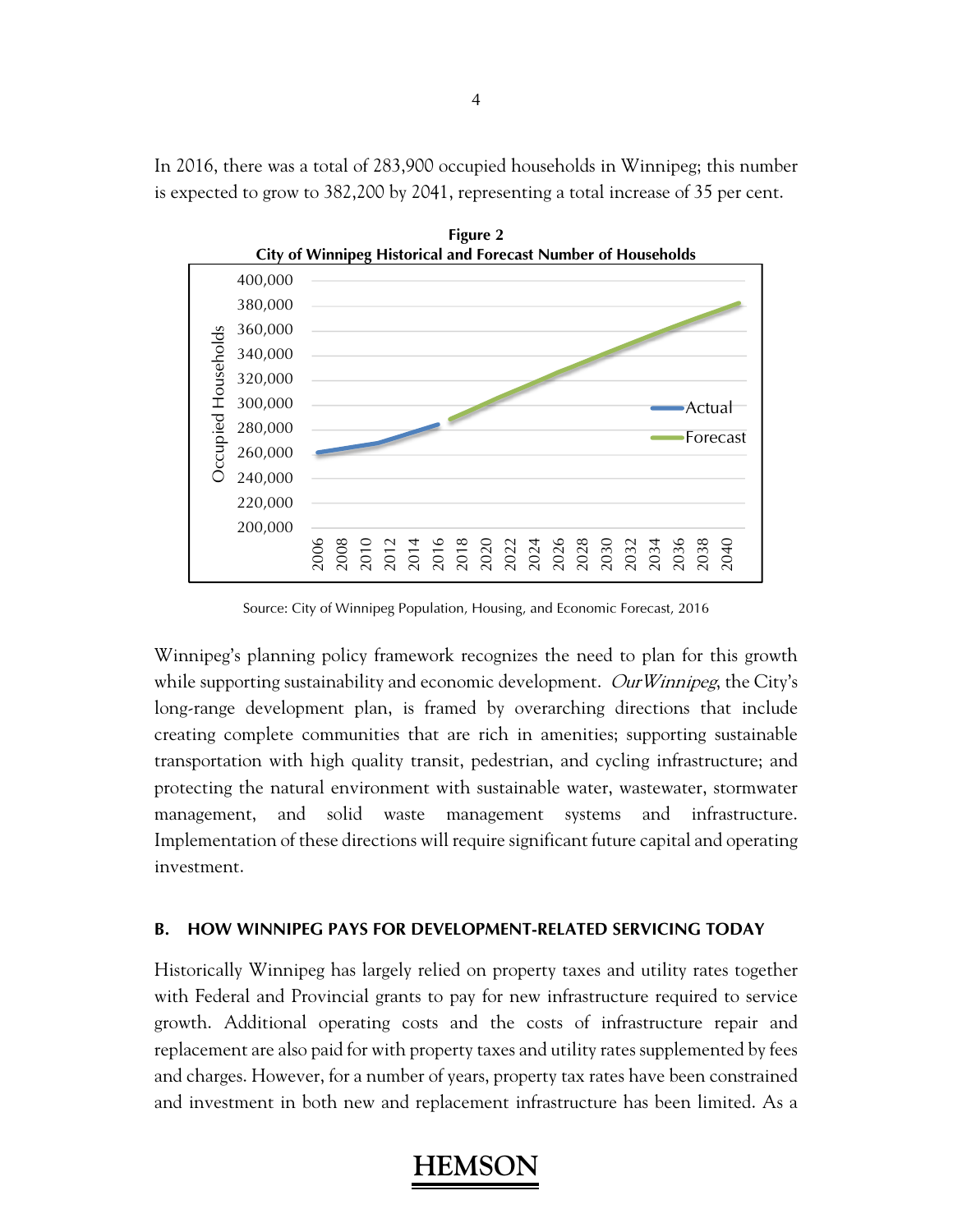In 2016, there was a total of 283,900 occupied households in Winnipeg; this number is expected to grow to 382,200 by 2041, representing a total increase of 35 per cent.

**Figure 2**
**City of Winnipeg Historical and Forecast Number of Households**

Occupied Households

400,000
380,000
360,000
340,000
320,000
300,000
280,000
260,000
240,000
220,000
200,000

2006 2008 2010 2012 2014 2016 2018 2020 2022 2024 2026 2028 2030 2032 2034 2036 2038 2040

Actual
Forecast

Source: City of Winnipeg Population, Housing, and Economic Forecast, 2016

Winnipeg's planning policy framework recognizes the need to plan for this growth while supporting sustainability and economic development. *OurWinnipeg*, the City's long-range development plan, is framed by overarching directions that include creating complete communities that are rich in amenities; supporting sustainable transportation with high quality transit, pedestrian, and cycling infrastructure; and protecting the natural environment with sustainable water, wastewater, stormwater management, and solid waste management systems and infrastructure. Implementation of these directions will require significant future capital and operating investment.

### B. HOW WINNIPEG PAYS FOR DEVELOPMENT-RELATED SERVICING TODAY

Historically Winnipeg has largely relied on property taxes and utility rates together with Federal and Provincial grants to pay for new infrastructure required to service growth. Additional operating costs and the costs of infrastructure repair and replacement are also paid for with property taxes and utility rates supplemented by fees and charges. However, for a number of years, property tax rates have been constrained and investment in both new and replacement infrastructure has been limited. As a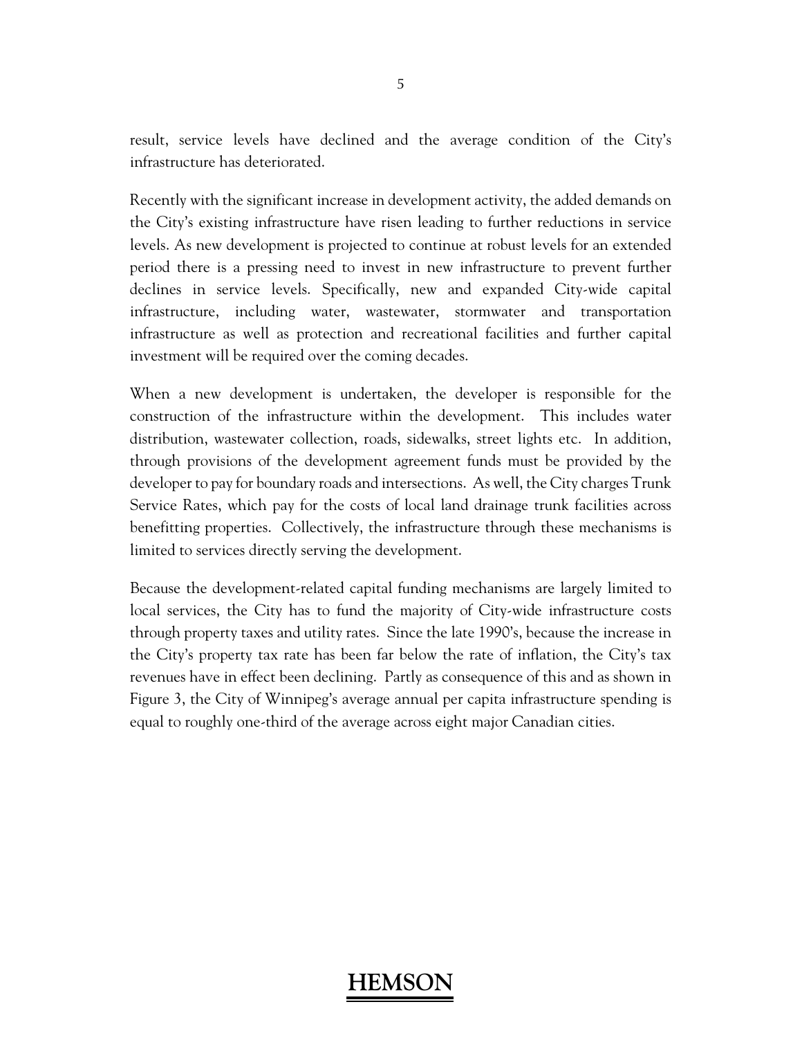result, service levels have declined and the average condition of the City's infrastructure has deteriorated.

Recently with the significant increase in development activity, the added demands on the City's existing infrastructure have risen leading to further reductions in service levels. As new development is projected to continue at robust levels for an extended period there is a pressing need to invest in new infrastructure to prevent further declines in service levels. Specifically, new and expanded City-wide capital infrastructure, including water, wastewater, stormwater and transportation infrastructure as well as protection and recreational facilities and further capital investment will be required over the coming decades.

When a new development is undertaken, the developer is responsible for the construction of the infrastructure within the development. This includes water distribution, wastewater collection, roads, sidewalks, street lights etc. In addition, through provisions of the development agreement funds must be provided by the developer to pay for boundary roads and intersections. As well, the City charges Trunk Service Rates, which pay for the costs of local land drainage trunk facilities across benefitting properties. Collectively, the infrastructure through these mechanisms is limited to services directly serving the development.

Because the development-related capital funding mechanisms are largely limited to local services, the City has to fund the majority of City-wide infrastructure costs through property taxes and utility rates. Since the late 1990's, because the increase in the City's property tax rate has been far below the rate of inflation, the City's tax revenues have in effect been declining. Partly as consequence of this and as shown in Figure 3, the City of Winnipeg's average annual per capita infrastructure spending is equal to roughly one-third of the average across eight major Canadian cities.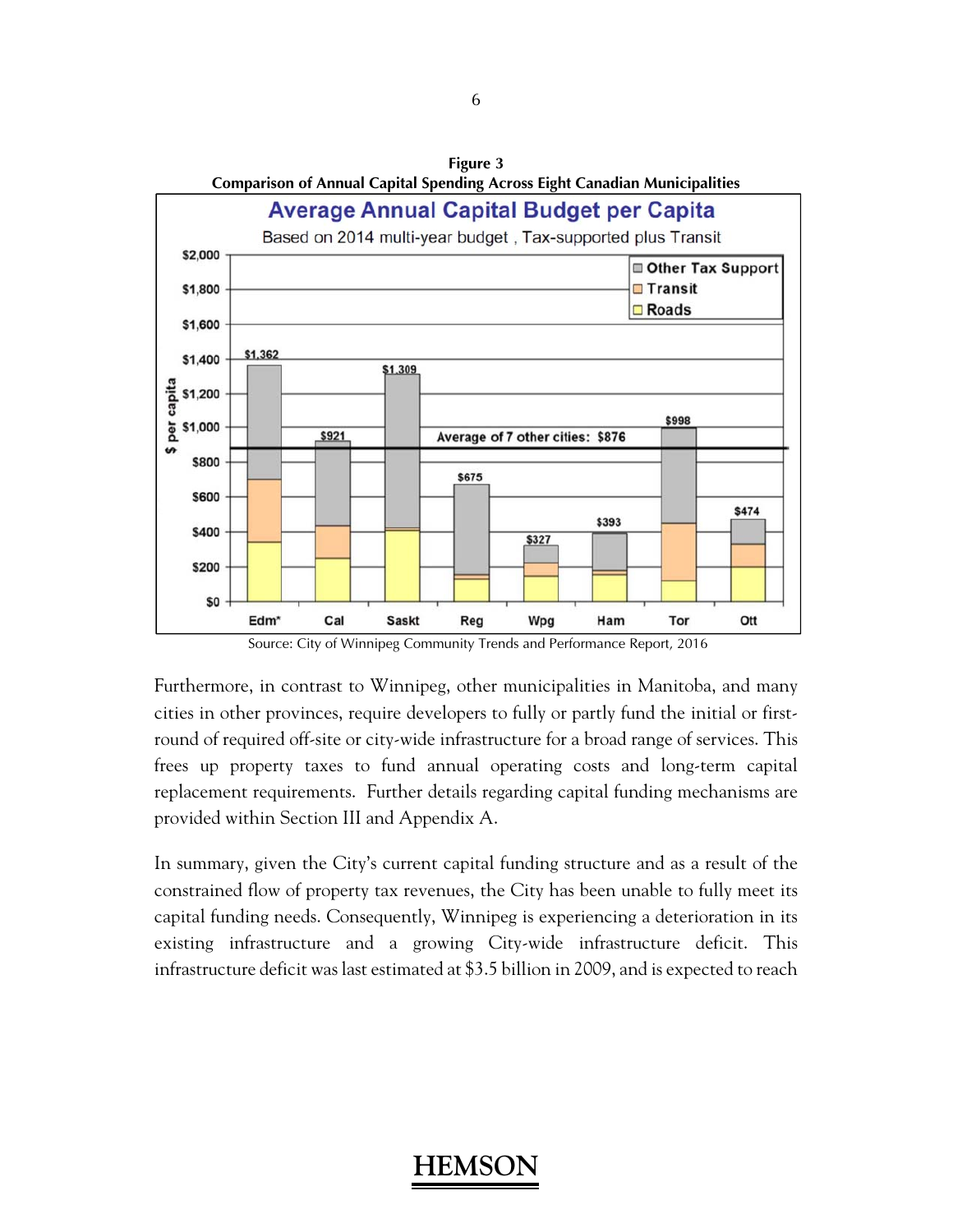**Figure 3**
**Comparison of Annual Capital Spending Across Eight Canadian Municipalities**

Average Annual Capital Budget per Capita

Based on 2014 multi-year budget , Tax-supported plus Transit

Other Tax Support
Transit
Roads

$ per capita

$2,000
$1,800
$1,600
$1,400
$1,200
$1,000
$800
$600
$400
$200
$0

$1,362
$921
$1,309
$675
$327
$393
$998
$474

Average of 7 other cities: $876

Edm*
Cal
Saskt
Reg
Wpg
Ham
Tor
Ott

Source: City of Winnipeg Community Trends and Performance Report, 2016

Furthermore, in contrast to Winnipeg, other municipalities in Manitoba, and many cities in other provinces, require developers to fully or partly fund the initial or first-round of required off-site or city-wide infrastructure for a broad range of services. This frees up property taxes to fund annual operating costs and long-term capital replacement requirements. Further details regarding capital funding mechanisms are provided within Section III and Appendix A.

In summary, given the City's current capital funding structure and as a result of the constrained flow of property tax revenues, the City has been unable to fully meet its capital funding needs. Consequently, Winnipeg is experiencing a deterioration in its existing infrastructure and a growing City-wide infrastructure deficit. This infrastructure deficit was last estimated at $3.5 billion in 2009, and is expected to reach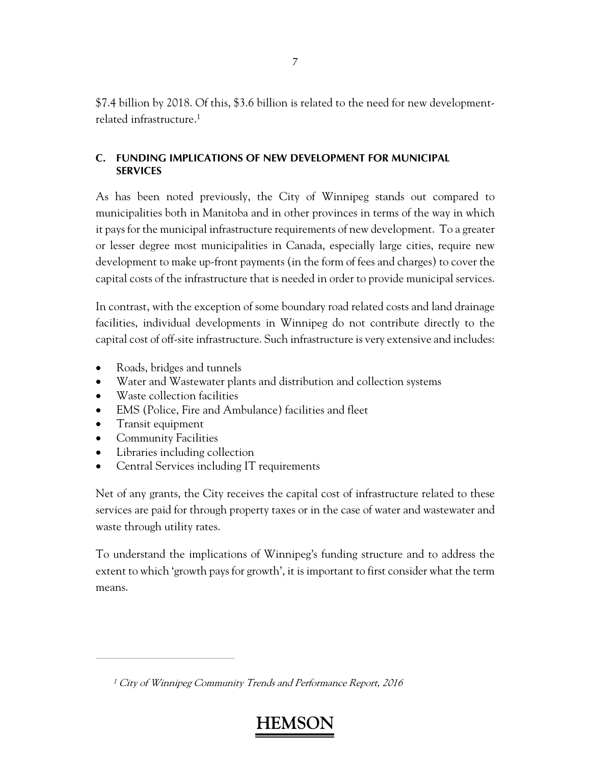$7.4 billion by 2018. Of this, $3.6 billion is related to the need for new development-related infrastructure.[1]

### C. FUNDING IMPLICATIONS OF NEW DEVELOPMENT FOR MUNICIPAL SERVICES

As has been noted previously, the City of Winnipeg stands out compared to municipalities both in Manitoba and in other provinces in terms of the way in which it pays for the municipal infrastructure requirements of new development. To a greater or lesser degree most municipalities in Canada, especially large cities, require new development to make up-front payments (in the form of fees and charges) to cover the capital costs of the infrastructure that is needed in order to provide municipal services.

In contrast, with the exception of some boundary road related costs and land drainage facilities, individual developments in Winnipeg do not contribute directly to the capital cost of off-site infrastructure. Such infrastructure is very extensive and includes:

- Roads, bridges and tunnels
- Water and Wastewater plants and distribution and collection systems
- Waste collection facilities
- EMS (Police, Fire and Ambulance) facilities and fleet
- Transit equipment
- Community Facilities
- Libraries including collection
- Central Services including IT requirements

Net of any grants, the City receives the capital cost of infrastructure related to these services are paid for through property taxes or in the case of water and wastewater and waste through utility rates.

To understand the implications of Winnipeg's funding structure and to address the extent to which 'growth pays for growth', it is important to first consider what the term means.

---

[1] *City of Winnipeg Community Trends and Performance Report, 2016*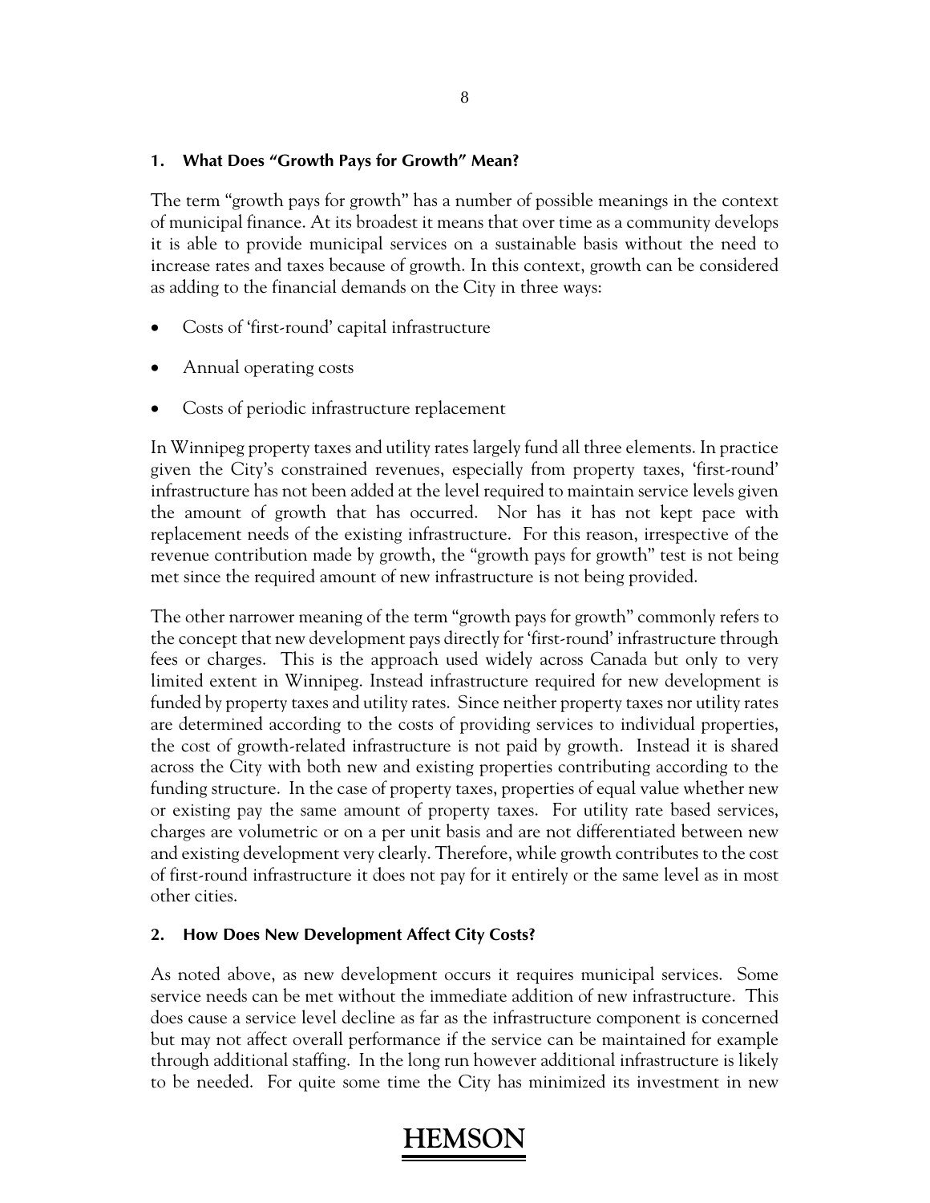### 1. What Does "Growth Pays for Growth" Mean?

The term "growth pays for growth" has a number of possible meanings in the context of municipal finance. At its broadest it means that over time as a community develops it is able to provide municipal services on a sustainable basis without the need to increase rates and taxes because of growth. In this context, growth can be considered as adding to the financial demands on the City in three ways:

- Costs of 'first-round' capital infrastructure
- Annual operating costs
- Costs of periodic infrastructure replacement

In Winnipeg property taxes and utility rates largely fund all three elements. In practice given the City's constrained revenues, especially from property taxes, 'first-round' infrastructure has not been added at the level required to maintain service levels given the amount of growth that has occurred. Nor has it has not kept pace with replacement needs of the existing infrastructure. For this reason, irrespective of the revenue contribution made by growth, the "growth pays for growth" test is not being met since the required amount of new infrastructure is not being provided.

The other narrower meaning of the term "growth pays for growth" commonly refers to the concept that new development pays directly for 'first-round' infrastructure through fees or charges. This is the approach used widely across Canada but only to very limited extent in Winnipeg. Instead infrastructure required for new development is funded by property taxes and utility rates. Since neither property taxes nor utility rates are determined according to the costs of providing services to individual properties, the cost of growth-related infrastructure is not paid by growth. Instead it is shared across the City with both new and existing properties contributing according to the funding structure. In the case of property taxes, properties of equal value whether new or existing pay the same amount of property taxes. For utility rate based services, charges are volumetric or on a per unit basis and are not differentiated between new and existing development very clearly. Therefore, while growth contributes to the cost of first-round infrastructure it does not pay for it entirely or the same level as in most other cities.

### 2. How Does New Development Affect City Costs?

As noted above, as new development occurs it requires municipal services. Some service needs can be met without the immediate addition of new infrastructure. This does cause a service level decline as far as the infrastructure component is concerned but may not affect overall performance if the service can be maintained for example through additional staffing. In the long run however additional infrastructure is likely to be needed. For quite some time the City has minimized its investment in new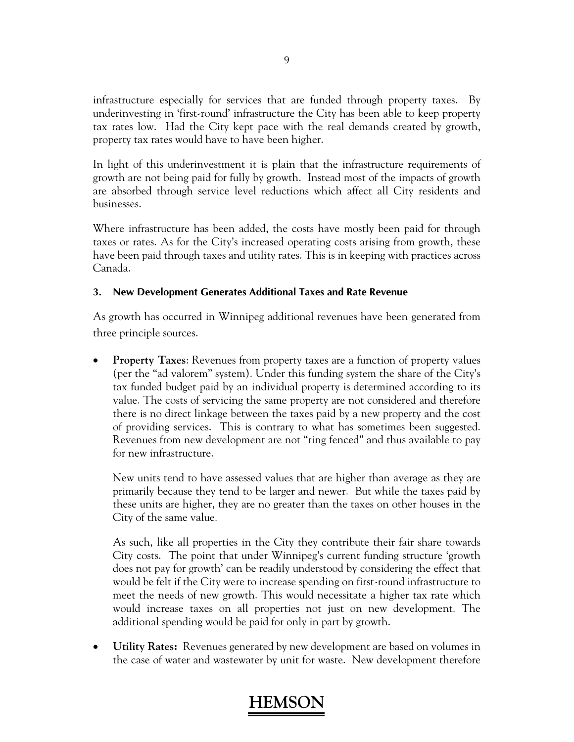infrastructure especially for services that are funded through property taxes. By underinvesting in 'first-round' infrastructure the City has been able to keep property tax rates low. Had the City kept pace with the real demands created by growth, property tax rates would have to have been higher.

In light of this underinvestment it is plain that the infrastructure requirements of growth are not being paid for fully by growth. Instead most of the impacts of growth are absorbed through service level reductions which affect all City residents and businesses.

Where infrastructure has been added, the costs have mostly been paid for through taxes or rates. As for the City's increased operating costs arising from growth, these have been paid through taxes and utility rates. This is in keeping with practices across Canada.

### 3. New Development Generates Additional Taxes and Rate Revenue

As growth has occurred in Winnipeg additional revenues have been generated from three principle sources.

- **Property Taxes**: Revenues from property taxes are a function of property values (per the "ad valorem" system). Under this funding system the share of the City's tax funded budget paid by an individual property is determined according to its value. The costs of servicing the same property are not considered and therefore there is no direct linkage between the taxes paid by a new property and the cost of providing services. This is contrary to what has sometimes been suggested. Revenues from new development are not "ring fenced" and thus available to pay for new infrastructure.

  New units tend to have assessed values that are higher than average as they are primarily because they tend to be larger and newer. But while the taxes paid by these units are higher, they are no greater than the taxes on other houses in the City of the same value.

  As such, like all properties in the City they contribute their fair share towards City costs. The point that under Winnipeg's current funding structure 'growth does not pay for growth' can be readily understood by considering the effect that would be felt if the City were to increase spending on first-round infrastructure to meet the needs of new growth. This would necessitate a higher tax rate which would increase taxes on all properties not just on new development. The additional spending would be paid for only in part by growth.

- **Utility Rates:** Revenues generated by new development are based on volumes in the case of water and wastewater by unit for waste. New development therefore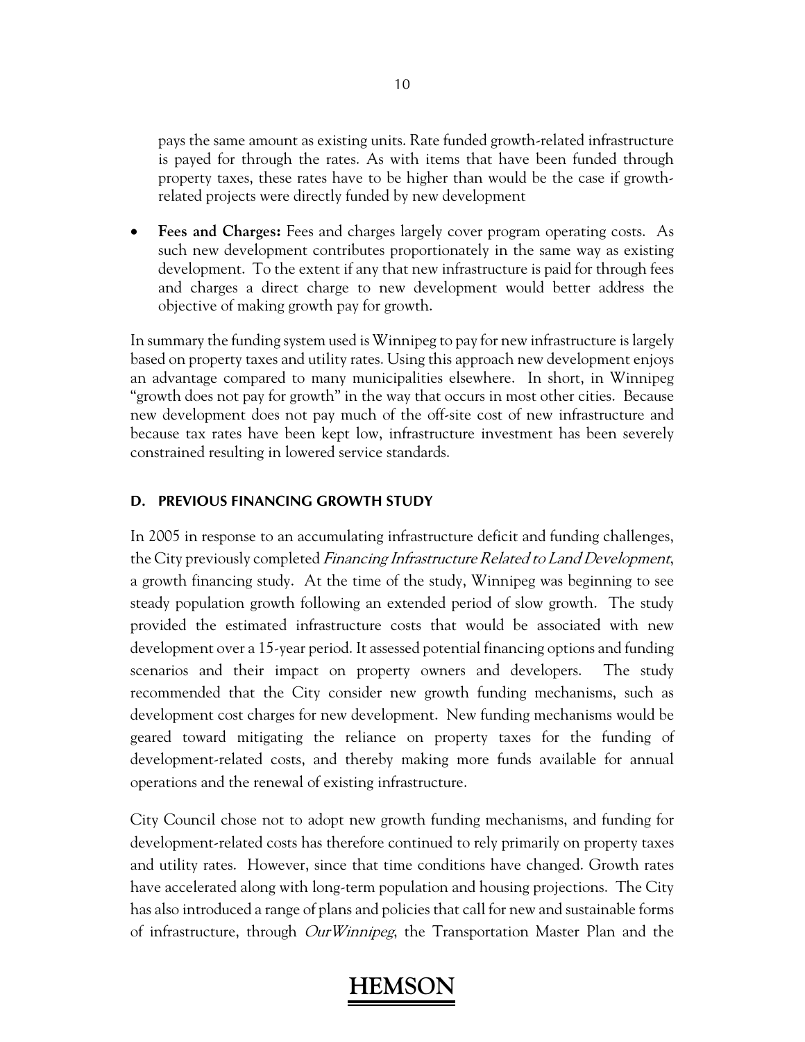pays the same amount as existing units. Rate funded growth-related infrastructure is payed for through the rates. As with items that have been funded through property taxes, these rates have to be higher than would be the case if growth-related projects were directly funded by new development

- **Fees and Charges:** Fees and charges largely cover program operating costs. As such new development contributes proportionately in the same way as existing development. To the extent if any that new infrastructure is paid for through fees and charges a direct charge to new development would better address the objective of making growth pay for growth.

In summary the funding system used is Winnipeg to pay for new infrastructure is largely based on property taxes and utility rates. Using this approach new development enjoys an advantage compared to many municipalities elsewhere. In short, in Winnipeg "growth does not pay for growth" in the way that occurs in most other cities. Because new development does not pay much of the off-site cost of new infrastructure and because tax rates have been kept low, infrastructure investment has been severely constrained resulting in lowered service standards.

### D. PREVIOUS FINANCING GROWTH STUDY

In 2005 in response to an accumulating infrastructure deficit and funding challenges, the City previously completed *Financing Infrastructure Related to Land Development*, a growth financing study. At the time of the study, Winnipeg was beginning to see steady population growth following an extended period of slow growth. The study provided the estimated infrastructure costs that would be associated with new development over a 15-year period. It assessed potential financing options and funding scenarios and their impact on property owners and developers. The study recommended that the City consider new growth funding mechanisms, such as development cost charges for new development. New funding mechanisms would be geared toward mitigating the reliance on property taxes for the funding of development-related costs, and thereby making more funds available for annual operations and the renewal of existing infrastructure.

City Council chose not to adopt new growth funding mechanisms, and funding for development-related costs has therefore continued to rely primarily on property taxes and utility rates. However, since that time conditions have changed. Growth rates have accelerated along with long-term population and housing projections. The City has also introduced a range of plans and policies that call for new and sustainable forms of infrastructure, through *OurWinnipeg*, the Transportation Master Plan and the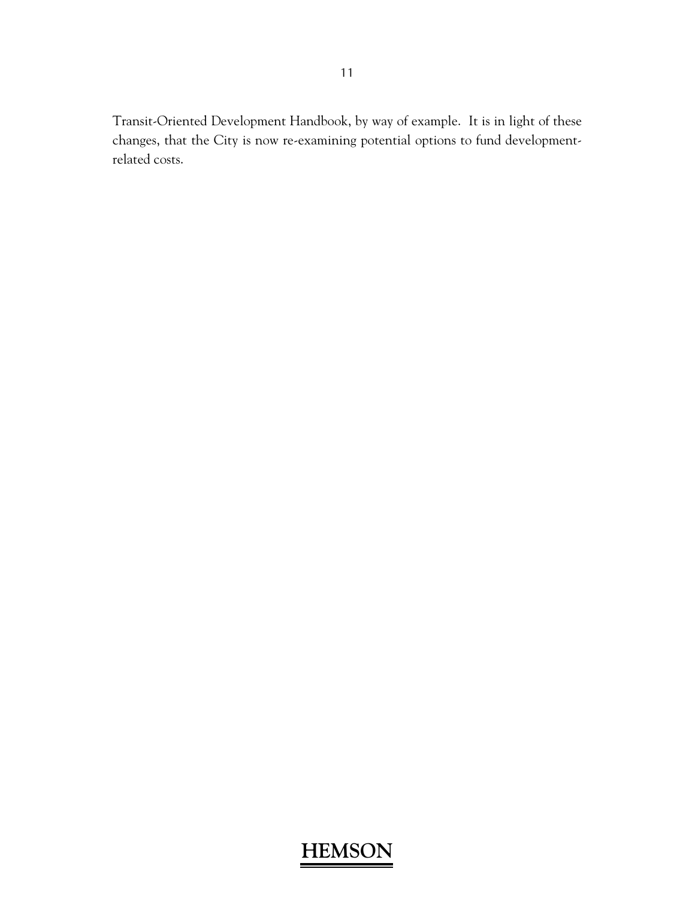Transit-Oriented Development Handbook, by way of example. It is in light of these changes, that the City is now re-examining potential options to fund development-related costs.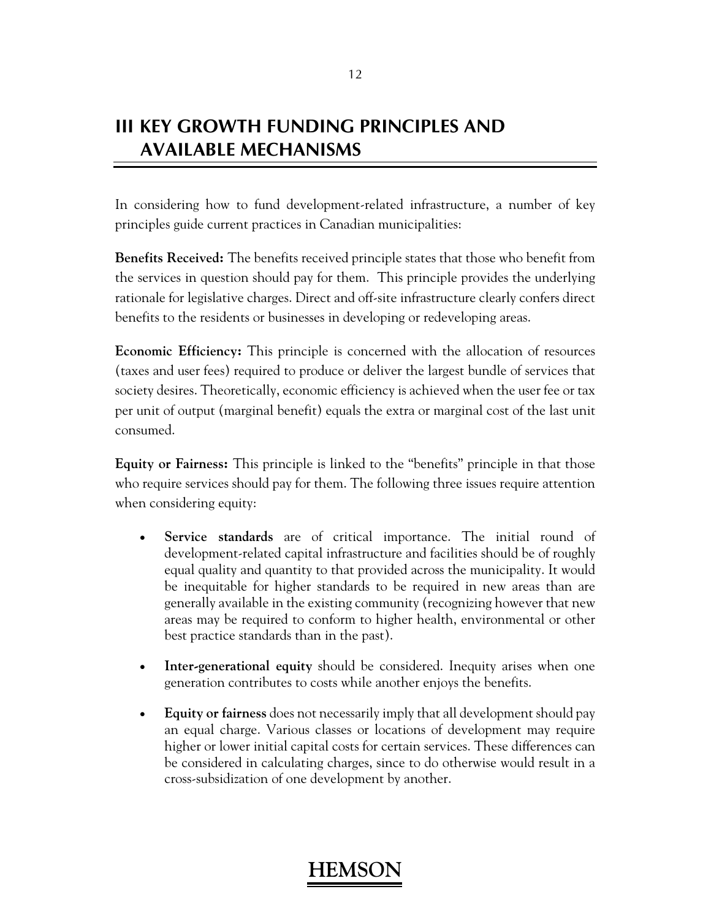# III KEY GROWTH FUNDING PRINCIPLES AND AVAILABLE MECHANISMS

In considering how to fund development-related infrastructure, a number of key principles guide current practices in Canadian municipalities:

**Benefits Received:** The benefits received principle states that those who benefit from the services in question should pay for them. This principle provides the underlying rationale for legislative charges. Direct and off-site infrastructure clearly confers direct benefits to the residents or businesses in developing or redeveloping areas.

**Economic Efficiency:** This principle is concerned with the allocation of resources (taxes and user fees) required to produce or deliver the largest bundle of services that society desires. Theoretically, economic efficiency is achieved when the user fee or tax per unit of output (marginal benefit) equals the extra or marginal cost of the last unit consumed.

**Equity or Fairness:** This principle is linked to the "benefits" principle in that those who require services should pay for them. The following three issues require attention when considering equity:

- **Service standards** are of critical importance. The initial round of development-related capital infrastructure and facilities should be of roughly equal quality and quantity to that provided across the municipality. It would be inequitable for higher standards to be required in new areas than are generally available in the existing community (recognizing however that new areas may be required to conform to higher health, environmental or other best practice standards than in the past).
- **Inter-generational equity** should be considered. Inequity arises when one generation contributes to costs while another enjoys the benefits.
- **Equity or fairness** does not necessarily imply that all development should pay an equal charge. Various classes or locations of development may require higher or lower initial capital costs for certain services. These differences can be considered in calculating charges, since to do otherwise would result in a cross-subsidization of one development by another.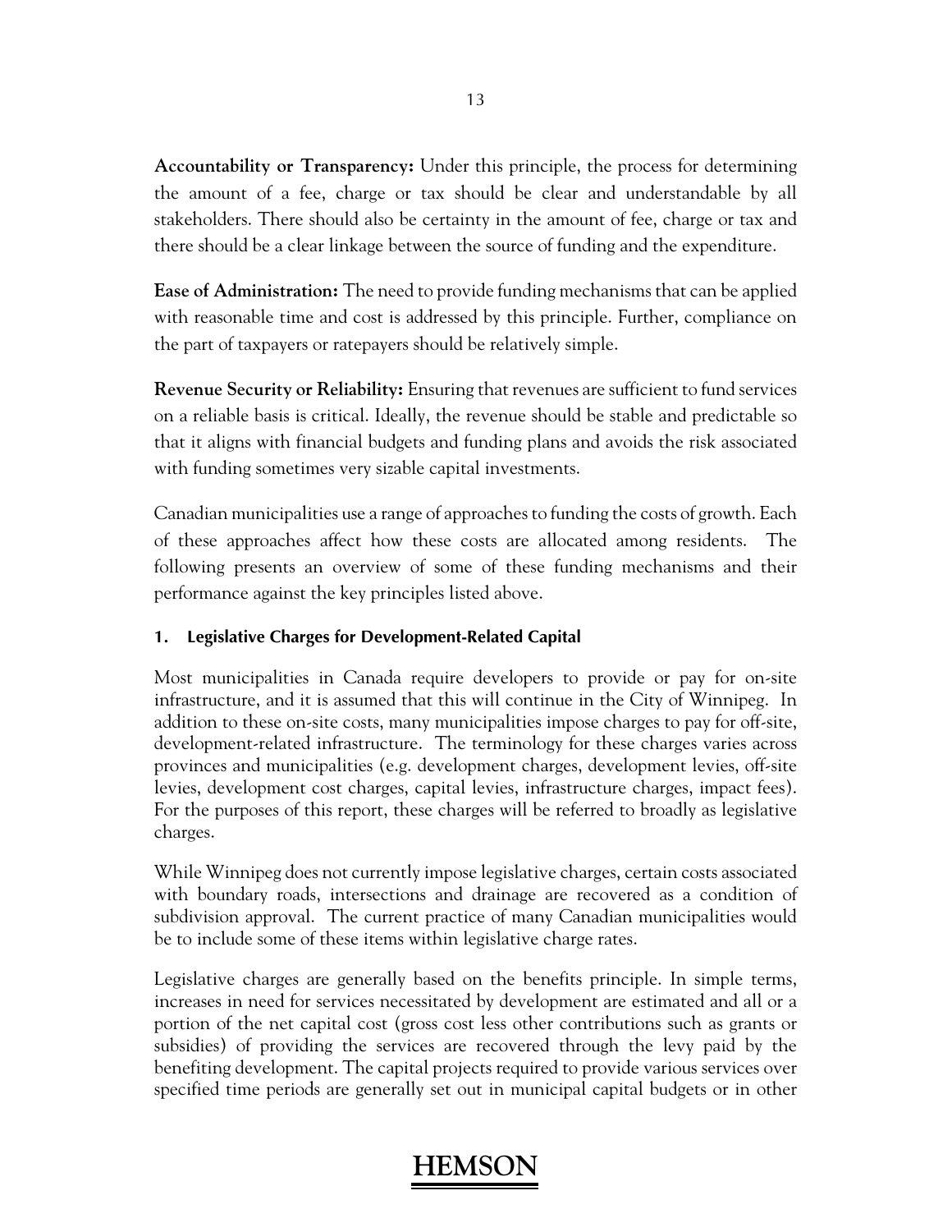**Accountability or Transparency:** Under this principle, the process for determining the amount of a fee, charge or tax should be clear and understandable by all stakeholders. There should also be certainty in the amount of fee, charge or tax and there should be a clear linkage between the source of funding and the expenditure.

**Ease of Administration:** The need to provide funding mechanisms that can be applied with reasonable time and cost is addressed by this principle. Further, compliance on the part of taxpayers or ratepayers should be relatively simple.

**Revenue Security or Reliability:** Ensuring that revenues are sufficient to fund services on a reliable basis is critical. Ideally, the revenue should be stable and predictable so that it aligns with financial budgets and funding plans and avoids the risk associated with funding sometimes very sizable capital investments.

Canadian municipalities use a range of approaches to funding the costs of growth. Each of these approaches affect how these costs are allocated among residents. The following presents an overview of some of these funding mechanisms and their performance against the key principles listed above.

### 1. Legislative Charges for Development-Related Capital

Most municipalities in Canada require developers to provide or pay for on-site infrastructure, and it is assumed that this will continue in the City of Winnipeg. In addition to these on-site costs, many municipalities impose charges to pay for off-site, development-related infrastructure. The terminology for these charges varies across provinces and municipalities (e.g. development charges, development levies, off-site levies, development cost charges, capital levies, infrastructure charges, impact fees). For the purposes of this report, these charges will be referred to broadly as legislative charges.

While Winnipeg does not currently impose legislative charges, certain costs associated with boundary roads, intersections and drainage are recovered as a condition of subdivision approval. The current practice of many Canadian municipalities would be to include some of these items within legislative charge rates.

Legislative charges are generally based on the benefits principle. In simple terms, increases in need for services necessitated by development are estimated and all or a portion of the net capital cost (gross cost less other contributions such as grants or subsidies) of providing the services are recovered through the levy paid by the benefiting development. The capital projects required to provide various services over specified time periods are generally set out in municipal capital budgets or in other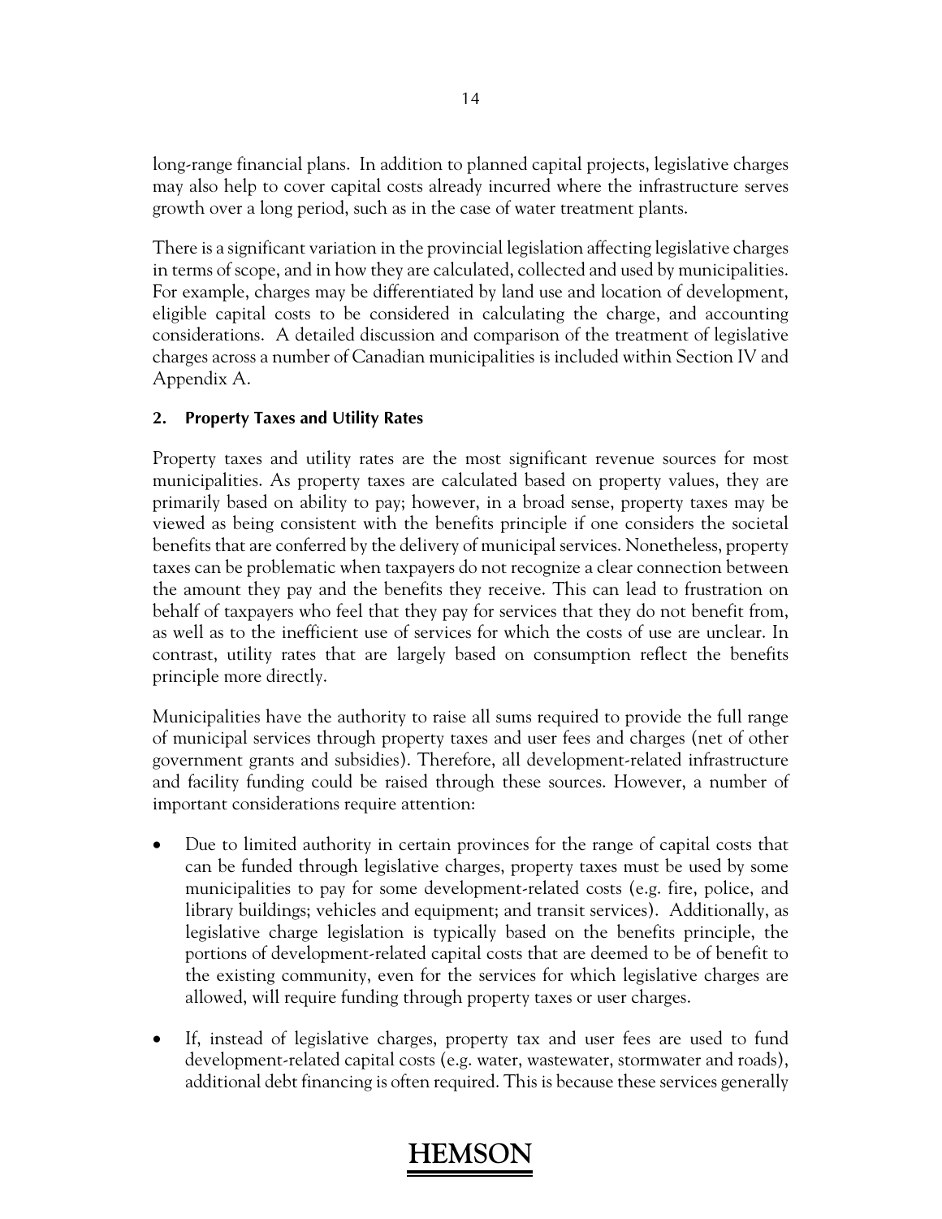long-range financial plans. In addition to planned capital projects, legislative charges may also help to cover capital costs already incurred where the infrastructure serves growth over a long period, such as in the case of water treatment plants.

There is a significant variation in the provincial legislation affecting legislative charges in terms of scope, and in how they are calculated, collected and used by municipalities. For example, charges may be differentiated by land use and location of development, eligible capital costs to be considered in calculating the charge, and accounting considerations. A detailed discussion and comparison of the treatment of legislative charges across a number of Canadian municipalities is included within Section IV and Appendix A.

### 2. Property Taxes and Utility Rates

Property taxes and utility rates are the most significant revenue sources for most municipalities. As property taxes are calculated based on property values, they are primarily based on ability to pay; however, in a broad sense, property taxes may be viewed as being consistent with the benefits principle if one considers the societal benefits that are conferred by the delivery of municipal services. Nonetheless, property taxes can be problematic when taxpayers do not recognize a clear connection between the amount they pay and the benefits they receive. This can lead to frustration on behalf of taxpayers who feel that they pay for services that they do not benefit from, as well as to the inefficient use of services for which the costs of use are unclear. In contrast, utility rates that are largely based on consumption reflect the benefits principle more directly.

Municipalities have the authority to raise all sums required to provide the full range of municipal services through property taxes and user fees and charges (net of other government grants and subsidies). Therefore, all development-related infrastructure and facility funding could be raised through these sources. However, a number of important considerations require attention:

- Due to limited authority in certain provinces for the range of capital costs that can be funded through legislative charges, property taxes must be used by some municipalities to pay for some development-related costs (e.g. fire, police, and library buildings; vehicles and equipment; and transit services). Additionally, as legislative charge legislation is typically based on the benefits principle, the portions of development-related capital costs that are deemed to be of benefit to the existing community, even for the services for which legislative charges are allowed, will require funding through property taxes or user charges.

- If, instead of legislative charges, property tax and user fees are used to fund development-related capital costs (e.g. water, wastewater, stormwater and roads), additional debt financing is often required. This is because these services generally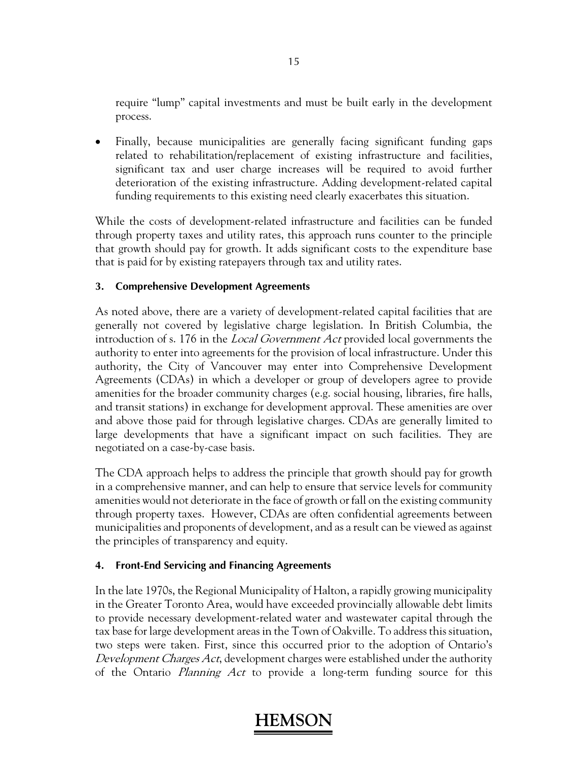require "lump" capital investments and must be built early in the development process.

- Finally, because municipalities are generally facing significant funding gaps related to rehabilitation/replacement of existing infrastructure and facilities, significant tax and user charge increases will be required to avoid further deterioration of the existing infrastructure. Adding development-related capital funding requirements to this existing need clearly exacerbates this situation.

While the costs of development-related infrastructure and facilities can be funded through property taxes and utility rates, this approach runs counter to the principle that growth should pay for growth. It adds significant costs to the expenditure base that is paid for by existing ratepayers through tax and utility rates.

### 3. Comprehensive Development Agreements

As noted above, there are a variety of development-related capital facilities that are generally not covered by legislative charge legislation. In British Columbia, the introduction of s. 176 in the *Local Government Act* provided local governments the authority to enter into agreements for the provision of local infrastructure. Under this authority, the City of Vancouver may enter into Comprehensive Development Agreements (CDAs) in which a developer or group of developers agree to provide amenities for the broader community charges (e.g. social housing, libraries, fire halls, and transit stations) in exchange for development approval. These amenities are over and above those paid for through legislative charges. CDAs are generally limited to large developments that have a significant impact on such facilities. They are negotiated on a case-by-case basis.

The CDA approach helps to address the principle that growth should pay for growth in a comprehensive manner, and can help to ensure that service levels for community amenities would not deteriorate in the face of growth or fall on the existing community through property taxes. However, CDAs are often confidential agreements between municipalities and proponents of development, and as a result can be viewed as against the principles of transparency and equity.

### 4. Front-End Servicing and Financing Agreements

In the late 1970s, the Regional Municipality of Halton, a rapidly growing municipality in the Greater Toronto Area, would have exceeded provincially allowable debt limits to provide necessary development-related water and wastewater capital through the tax base for large development areas in the Town of Oakville. To address this situation, two steps were taken. First, since this occurred prior to the adoption of Ontario's *Development Charges Act*, development charges were established under the authority of the Ontario *Planning Act* to provide a long-term funding source for this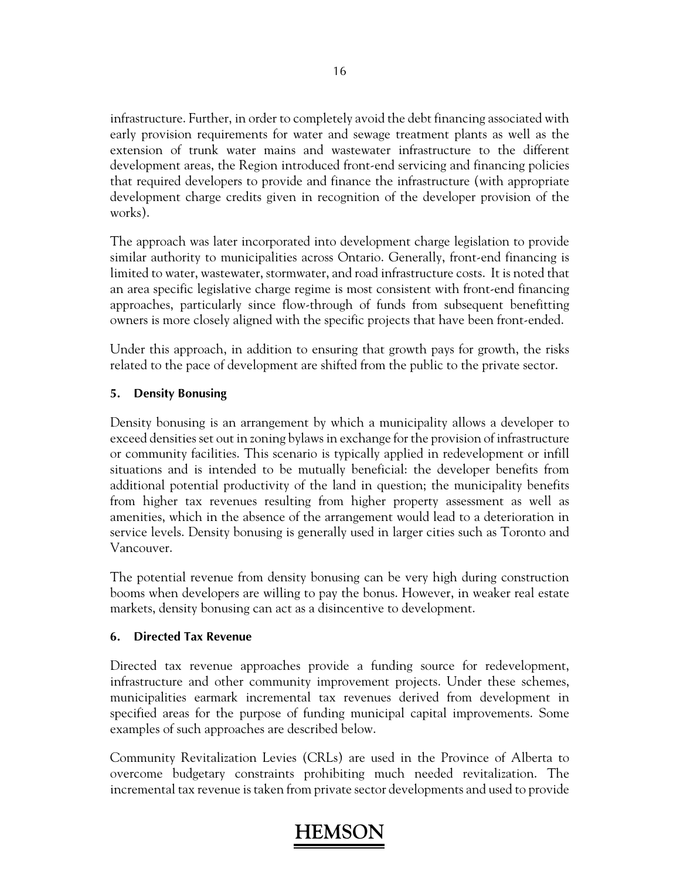infrastructure. Further, in order to completely avoid the debt financing associated with early provision requirements for water and sewage treatment plants as well as the extension of trunk water mains and wastewater infrastructure to the different development areas, the Region introduced front-end servicing and financing policies that required developers to provide and finance the infrastructure (with appropriate development charge credits given in recognition of the developer provision of the works).

The approach was later incorporated into development charge legislation to provide similar authority to municipalities across Ontario. Generally, front-end financing is limited to water, wastewater, stormwater, and road infrastructure costs. It is noted that an area specific legislative charge regime is most consistent with front-end financing approaches, particularly since flow-through of funds from subsequent benefitting owners is more closely aligned with the specific projects that have been front-ended.

Under this approach, in addition to ensuring that growth pays for growth, the risks related to the pace of development are shifted from the public to the private sector.

### 5. Density Bonusing

Density bonusing is an arrangement by which a municipality allows a developer to exceed densities set out in zoning bylaws in exchange for the provision of infrastructure or community facilities. This scenario is typically applied in redevelopment or infill situations and is intended to be mutually beneficial: the developer benefits from additional potential productivity of the land in question; the municipality benefits from higher tax revenues resulting from higher property assessment as well as amenities, which in the absence of the arrangement would lead to a deterioration in service levels. Density bonusing is generally used in larger cities such as Toronto and Vancouver.

The potential revenue from density bonusing can be very high during construction booms when developers are willing to pay the bonus. However, in weaker real estate markets, density bonusing can act as a disincentive to development.

### 6. Directed Tax Revenue

Directed tax revenue approaches provide a funding source for redevelopment, infrastructure and other community improvement projects. Under these schemes, municipalities earmark incremental tax revenues derived from development in specified areas for the purpose of funding municipal capital improvements. Some examples of such approaches are described below.

Community Revitalization Levies (CRLs) are used in the Province of Alberta to overcome budgetary constraints prohibiting much needed revitalization. The incremental tax revenue is taken from private sector developments and used to provide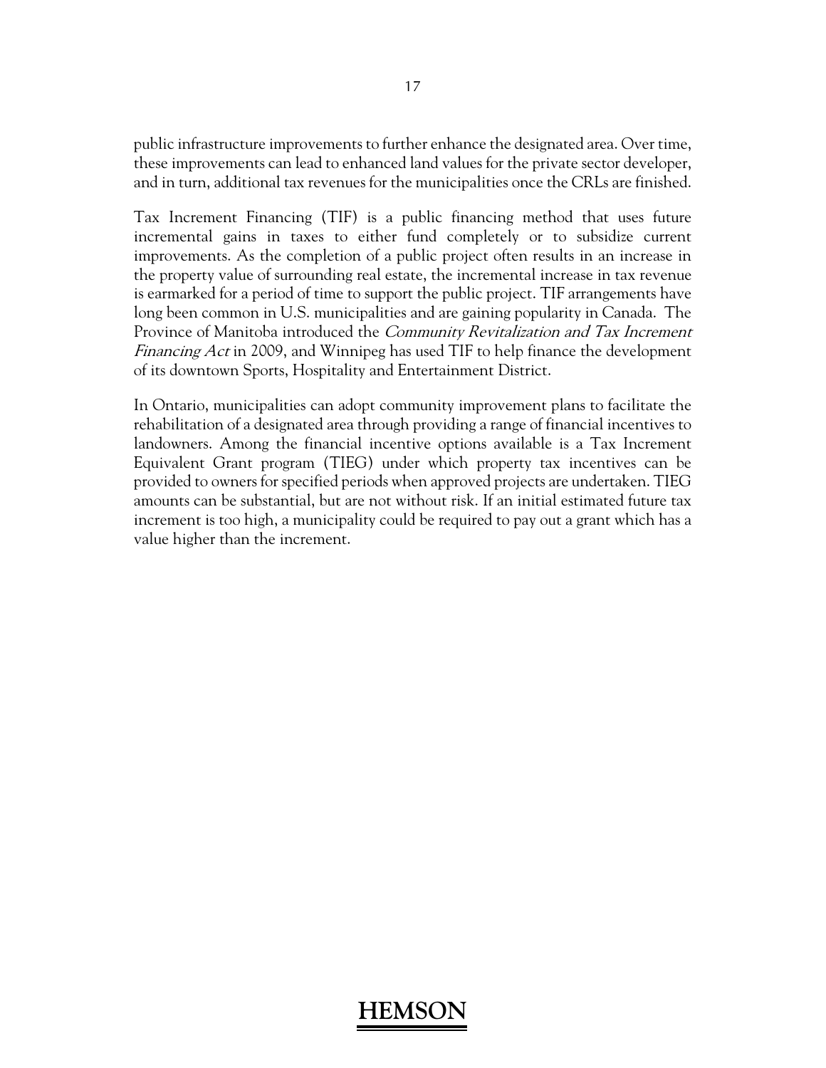public infrastructure improvements to further enhance the designated area. Over time, these improvements can lead to enhanced land values for the private sector developer, and in turn, additional tax revenues for the municipalities once the CRLs are finished.

Tax Increment Financing (TIF) is a public financing method that uses future incremental gains in taxes to either fund completely or to subsidize current improvements. As the completion of a public project often results in an increase in the property value of surrounding real estate, the incremental increase in tax revenue is earmarked for a period of time to support the public project. TIF arrangements have long been common in U.S. municipalities and are gaining popularity in Canada. The Province of Manitoba introduced the *Community Revitalization and Tax Increment Financing Act* in 2009, and Winnipeg has used TIF to help finance the development of its downtown Sports, Hospitality and Entertainment District.

In Ontario, municipalities can adopt community improvement plans to facilitate the rehabilitation of a designated area through providing a range of financial incentives to landowners. Among the financial incentive options available is a Tax Increment Equivalent Grant program (TIEG) under which property tax incentives can be provided to owners for specified periods when approved projects are undertaken. TIEG amounts can be substantial, but are not without risk. If an initial estimated future tax increment is too high, a municipality could be required to pay out a grant which has a value higher than the increment.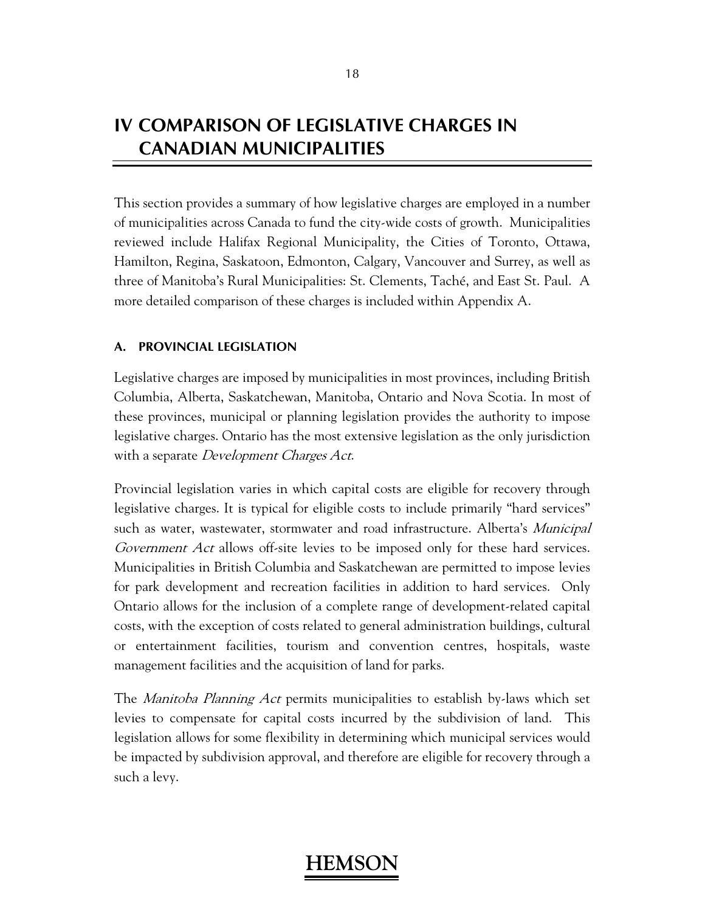# IV COMPARISON OF LEGISLATIVE CHARGES IN CANADIAN MUNICIPALITIES

This section provides a summary of how legislative charges are employed in a number of municipalities across Canada to fund the city-wide costs of growth. Municipalities reviewed include Halifax Regional Municipality, the Cities of Toronto, Ottawa, Hamilton, Regina, Saskatoon, Edmonton, Calgary, Vancouver and Surrey, as well as three of Manitoba's Rural Municipalities: St. Clements, Taché, and East St. Paul. A more detailed comparison of these charges is included within Appendix A.

### A. PROVINCIAL LEGISLATION

Legislative charges are imposed by municipalities in most provinces, including British Columbia, Alberta, Saskatchewan, Manitoba, Ontario and Nova Scotia. In most of these provinces, municipal or planning legislation provides the authority to impose legislative charges. Ontario has the most extensive legislation as the only jurisdiction with a separate *Development Charges Act*.

Provincial legislation varies in which capital costs are eligible for recovery through legislative charges. It is typical for eligible costs to include primarily "hard services" such as water, wastewater, stormwater and road infrastructure. Alberta's *Municipal Government Act* allows off-site levies to be imposed only for these hard services. Municipalities in British Columbia and Saskatchewan are permitted to impose levies for park development and recreation facilities in addition to hard services. Only Ontario allows for the inclusion of a complete range of development-related capital costs, with the exception of costs related to general administration buildings, cultural or entertainment facilities, tourism and convention centres, hospitals, waste management facilities and the acquisition of land for parks.

The *Manitoba Planning Act* permits municipalities to establish by-laws which set levies to compensate for capital costs incurred by the subdivision of land. This legislation allows for some flexibility in determining which municipal services would be impacted by subdivision approval, and therefore are eligible for recovery through a such a levy.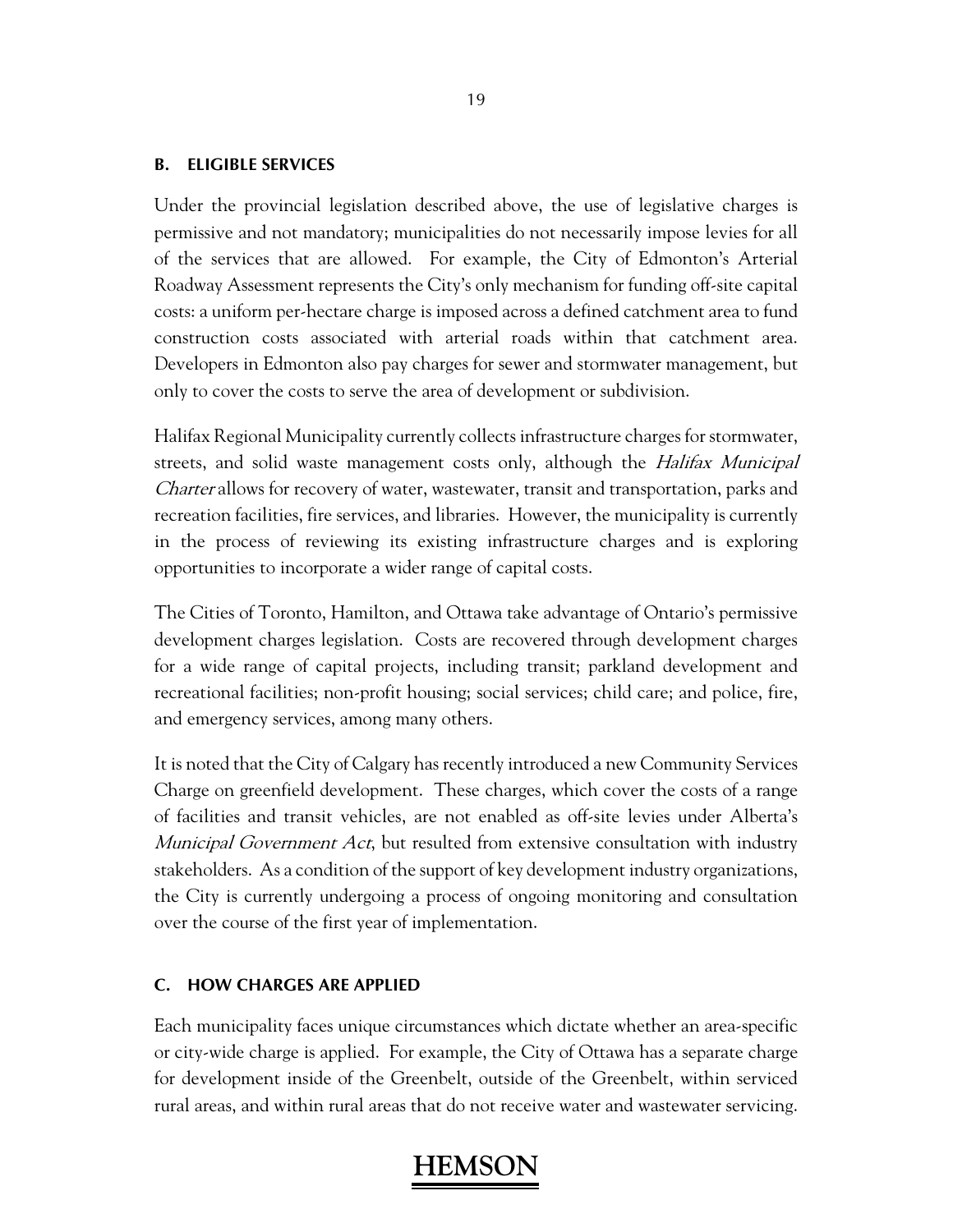## B. ELIGIBLE SERVICES

Under the provincial legislation described above, the use of legislative charges is permissive and not mandatory; municipalities do not necessarily impose levies for all of the services that are allowed. For example, the City of Edmonton's Arterial Roadway Assessment represents the City's only mechanism for funding off-site capital costs: a uniform per-hectare charge is imposed across a defined catchment area to fund construction costs associated with arterial roads within that catchment area. Developers in Edmonton also pay charges for sewer and stormwater management, but only to cover the costs to serve the area of development or subdivision.

Halifax Regional Municipality currently collects infrastructure charges for stormwater, streets, and solid waste management costs only, although the *Halifax Municipal Charter* allows for recovery of water, wastewater, transit and transportation, parks and recreation facilities, fire services, and libraries. However, the municipality is currently in the process of reviewing its existing infrastructure charges and is exploring opportunities to incorporate a wider range of capital costs.

The Cities of Toronto, Hamilton, and Ottawa take advantage of Ontario's permissive development charges legislation. Costs are recovered through development charges for a wide range of capital projects, including transit; parkland development and recreational facilities; non-profit housing; social services; child care; and police, fire, and emergency services, among many others.

It is noted that the City of Calgary has recently introduced a new Community Services Charge on greenfield development. These charges, which cover the costs of a range of facilities and transit vehicles, are not enabled as off-site levies under Alberta's *Municipal Government Act*, but resulted from extensive consultation with industry stakeholders. As a condition of the support of key development industry organizations, the City is currently undergoing a process of ongoing monitoring and consultation over the course of the first year of implementation.

## C. HOW CHARGES ARE APPLIED

Each municipality faces unique circumstances which dictate whether an area-specific or city-wide charge is applied. For example, the City of Ottawa has a separate charge for development inside of the Greenbelt, outside of the Greenbelt, within serviced rural areas, and within rural areas that do not receive water and wastewater servicing.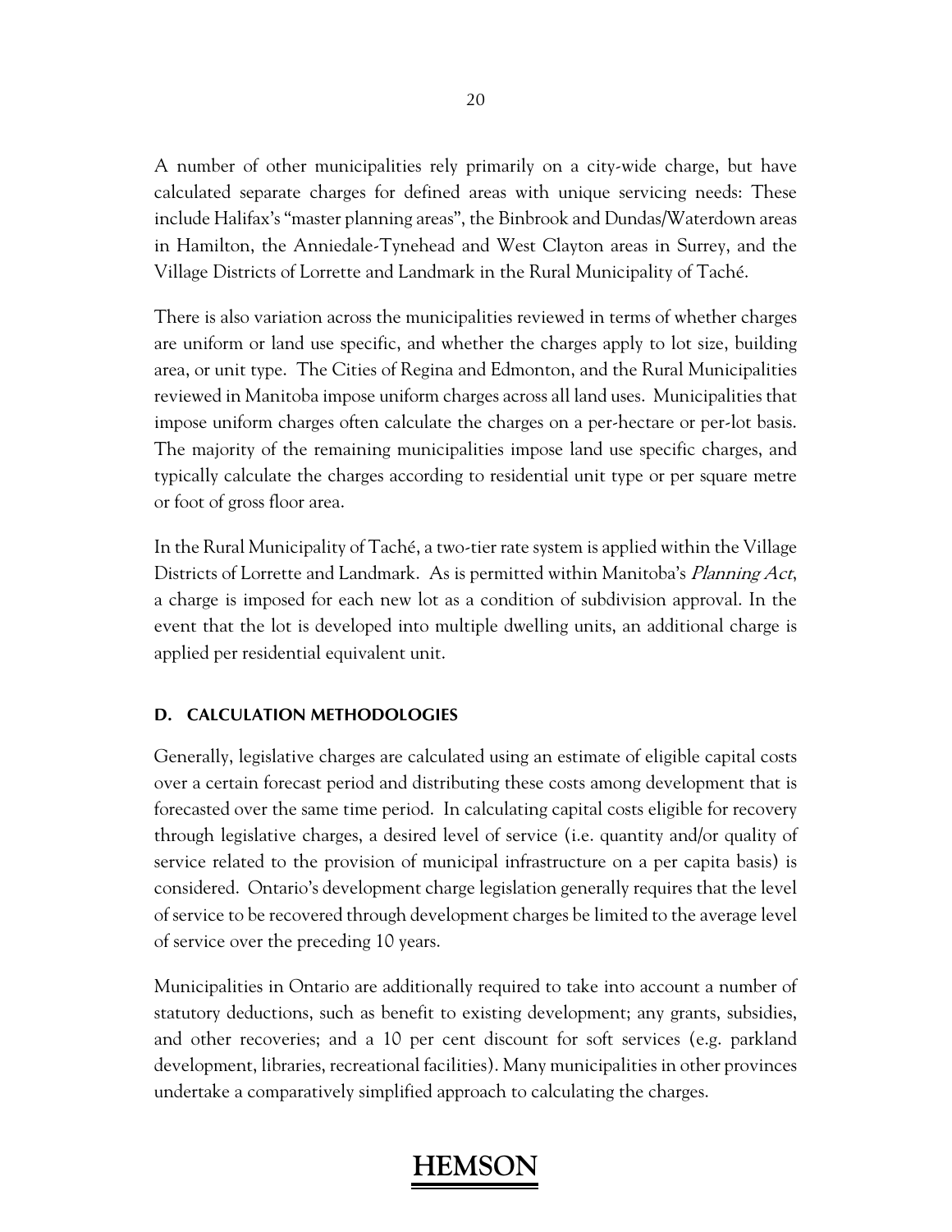A number of other municipalities rely primarily on a city-wide charge, but have calculated separate charges for defined areas with unique servicing needs: These include Halifax's "master planning areas", the Binbrook and Dundas/Waterdown areas in Hamilton, the Anniedale-Tynehead and West Clayton areas in Surrey, and the Village Districts of Lorrette and Landmark in the Rural Municipality of Taché.

There is also variation across the municipalities reviewed in terms of whether charges are uniform or land use specific, and whether the charges apply to lot size, building area, or unit type. The Cities of Regina and Edmonton, and the Rural Municipalities reviewed in Manitoba impose uniform charges across all land uses. Municipalities that impose uniform charges often calculate the charges on a per-hectare or per-lot basis. The majority of the remaining municipalities impose land use specific charges, and typically calculate the charges according to residential unit type or per square metre or foot of gross floor area.

In the Rural Municipality of Taché, a two-tier rate system is applied within the Village Districts of Lorrette and Landmark. As is permitted within Manitoba's *Planning Act*, a charge is imposed for each new lot as a condition of subdivision approval. In the event that the lot is developed into multiple dwelling units, an additional charge is applied per residential equivalent unit.

## D. CALCULATION METHODOLOGIES

Generally, legislative charges are calculated using an estimate of eligible capital costs over a certain forecast period and distributing these costs among development that is forecasted over the same time period. In calculating capital costs eligible for recovery through legislative charges, a desired level of service (i.e. quantity and/or quality of service related to the provision of municipal infrastructure on a per capita basis) is considered. Ontario's development charge legislation generally requires that the level of service to be recovered through development charges be limited to the average level of service over the preceding 10 years.

Municipalities in Ontario are additionally required to take into account a number of statutory deductions, such as benefit to existing development; any grants, subsidies, and other recoveries; and a 10 per cent discount for soft services (e.g. parkland development, libraries, recreational facilities). Many municipalities in other provinces undertake a comparatively simplified approach to calculating the charges.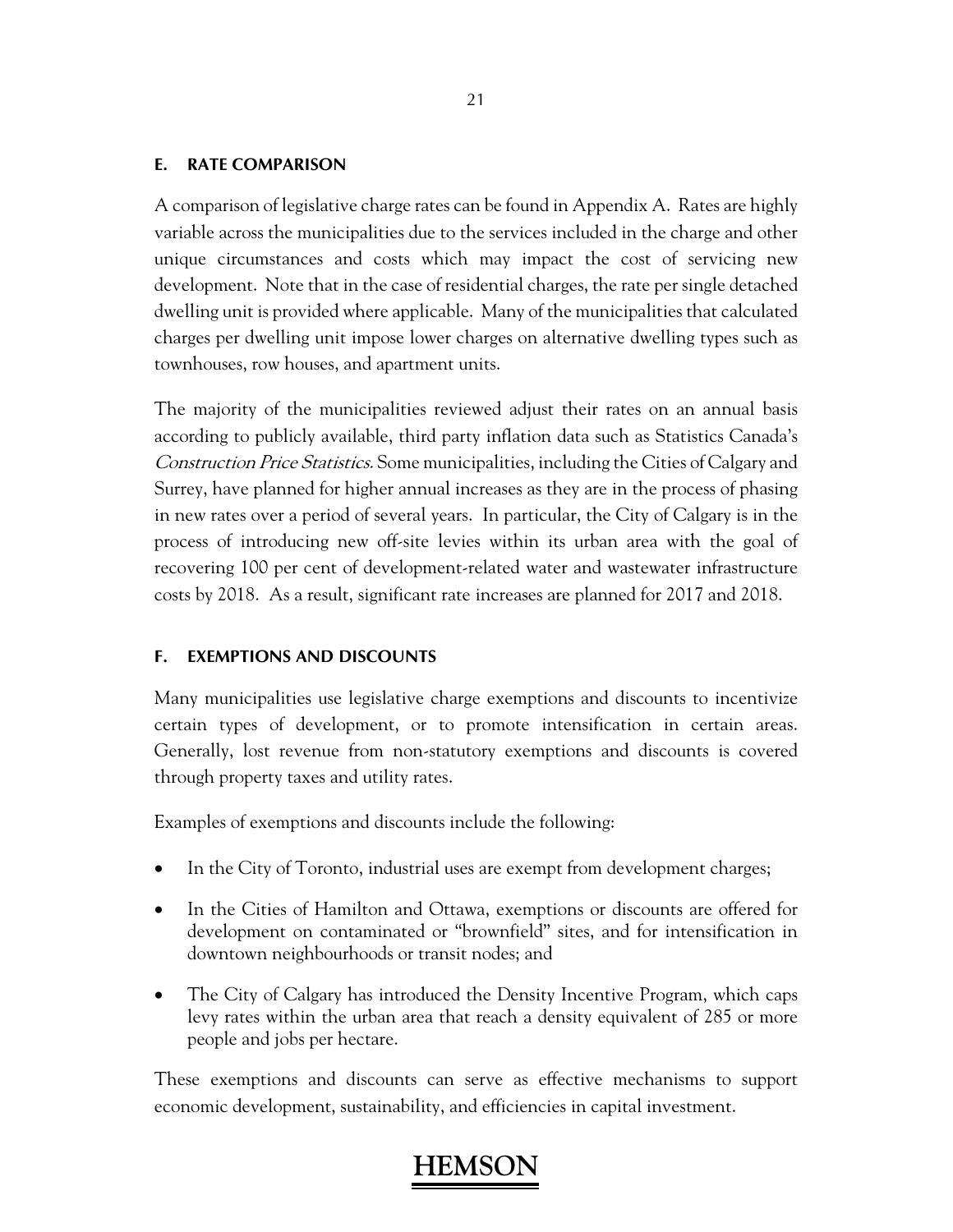### E. RATE COMPARISON

A comparison of legislative charge rates can be found in Appendix A. Rates are highly variable across the municipalities due to the services included in the charge and other unique circumstances and costs which may impact the cost of servicing new development. Note that in the case of residential charges, the rate per single detached dwelling unit is provided where applicable. Many of the municipalities that calculated charges per dwelling unit impose lower charges on alternative dwelling types such as townhouses, row houses, and apartment units.

The majority of the municipalities reviewed adjust their rates on an annual basis according to publicly available, third party inflation data such as Statistics Canada's *Construction Price Statistics.* Some municipalities, including the Cities of Calgary and Surrey, have planned for higher annual increases as they are in the process of phasing in new rates over a period of several years. In particular, the City of Calgary is in the process of introducing new off-site levies within its urban area with the goal of recovering 100 per cent of development-related water and wastewater infrastructure costs by 2018. As a result, significant rate increases are planned for 2017 and 2018.

### F. EXEMPTIONS AND DISCOUNTS

Many municipalities use legislative charge exemptions and discounts to incentivize certain types of development, or to promote intensification in certain areas. Generally, lost revenue from non-statutory exemptions and discounts is covered through property taxes and utility rates.

Examples of exemptions and discounts include the following:

- In the City of Toronto, industrial uses are exempt from development charges;
- In the Cities of Hamilton and Ottawa, exemptions or discounts are offered for development on contaminated or "brownfield" sites, and for intensification in downtown neighbourhoods or transit nodes; and
- The City of Calgary has introduced the Density Incentive Program, which caps levy rates within the urban area that reach a density equivalent of 285 or more people and jobs per hectare.

These exemptions and discounts can serve as effective mechanisms to support economic development, sustainability, and efficiencies in capital investment.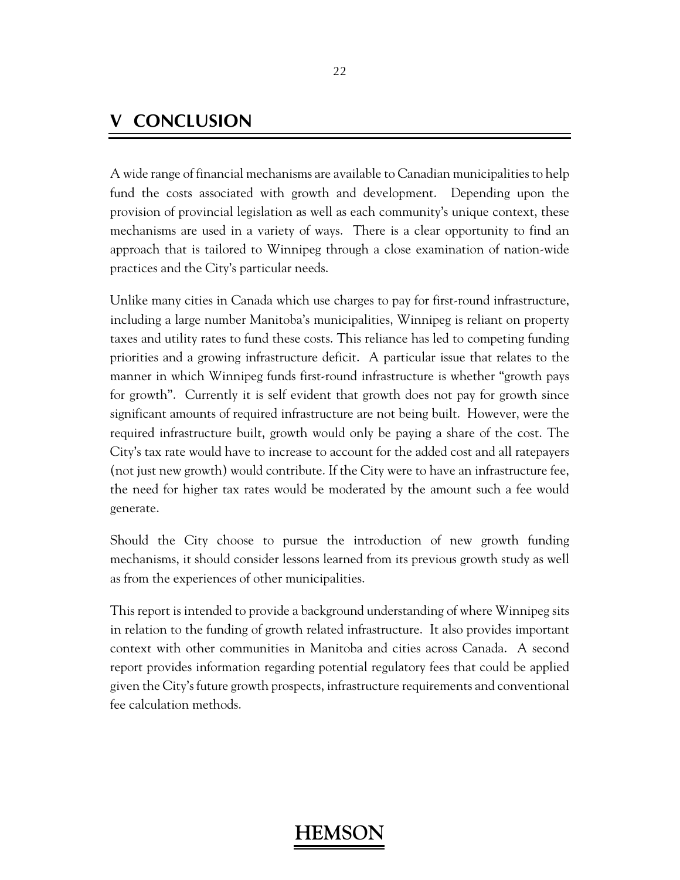# V CONCLUSION

A wide range of financial mechanisms are available to Canadian municipalities to help fund the costs associated with growth and development. Depending upon the provision of provincial legislation as well as each community's unique context, these mechanisms are used in a variety of ways. There is a clear opportunity to find an approach that is tailored to Winnipeg through a close examination of nation-wide practices and the City's particular needs.

Unlike many cities in Canada which use charges to pay for first-round infrastructure, including a large number Manitoba's municipalities, Winnipeg is reliant on property taxes and utility rates to fund these costs. This reliance has led to competing funding priorities and a growing infrastructure deficit. A particular issue that relates to the manner in which Winnipeg funds first-round infrastructure is whether "growth pays for growth". Currently it is self evident that growth does not pay for growth since significant amounts of required infrastructure are not being built. However, were the required infrastructure built, growth would only be paying a share of the cost. The City's tax rate would have to increase to account for the added cost and all ratepayers (not just new growth) would contribute. If the City were to have an infrastructure fee, the need for higher tax rates would be moderated by the amount such a fee would generate.

Should the City choose to pursue the introduction of new growth funding mechanisms, it should consider lessons learned from its previous growth study as well as from the experiences of other municipalities.

This report is intended to provide a background understanding of where Winnipeg sits in relation to the funding of growth related infrastructure. It also provides important context with other communities in Manitoba and cities across Canada. A second report provides information regarding potential regulatory fees that could be applied given the City's future growth prospects, infrastructure requirements and conventional fee calculation methods.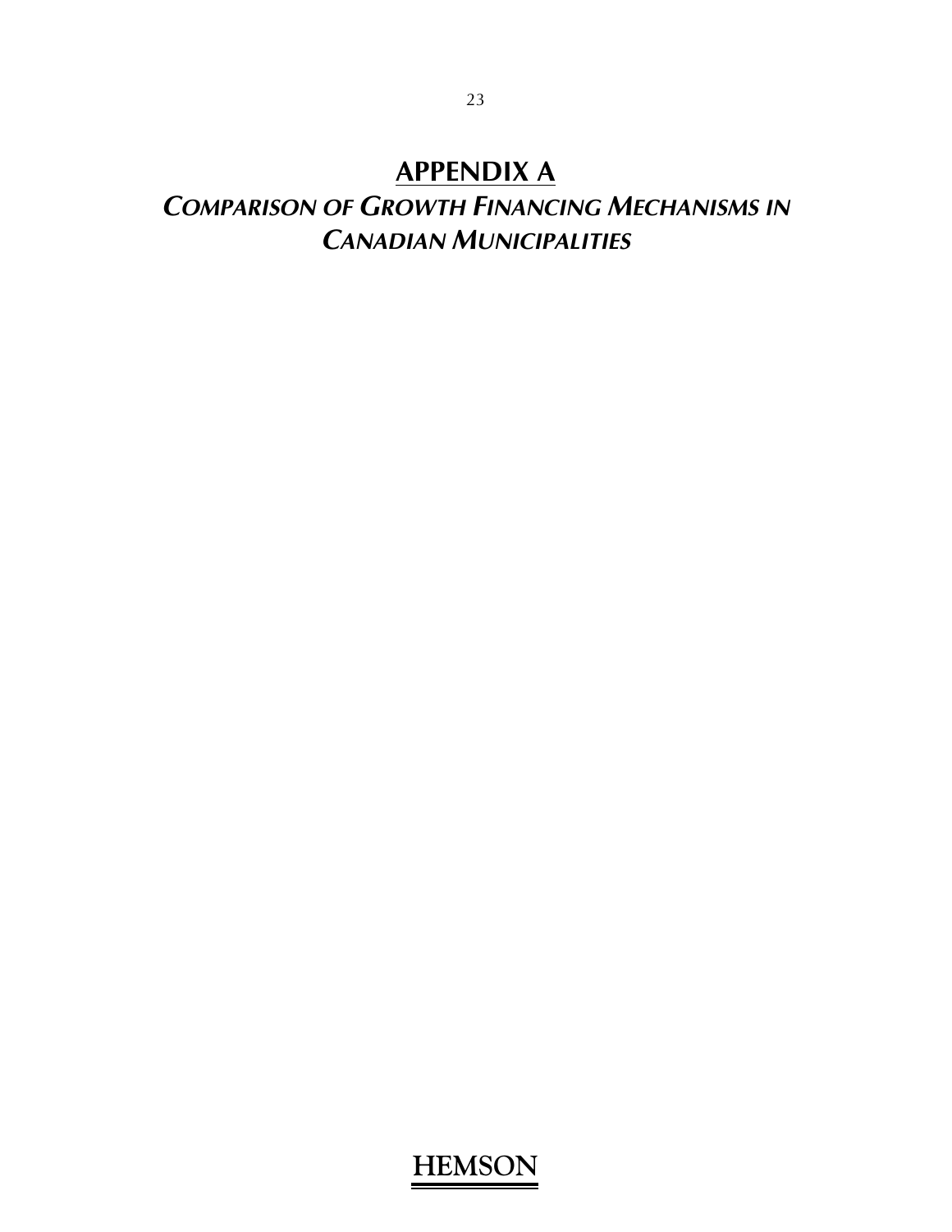# APPENDIX A

## *COMPARISON OF GROWTH FINANCING MECHANISMS IN CANADIAN MUNICIPALITIES*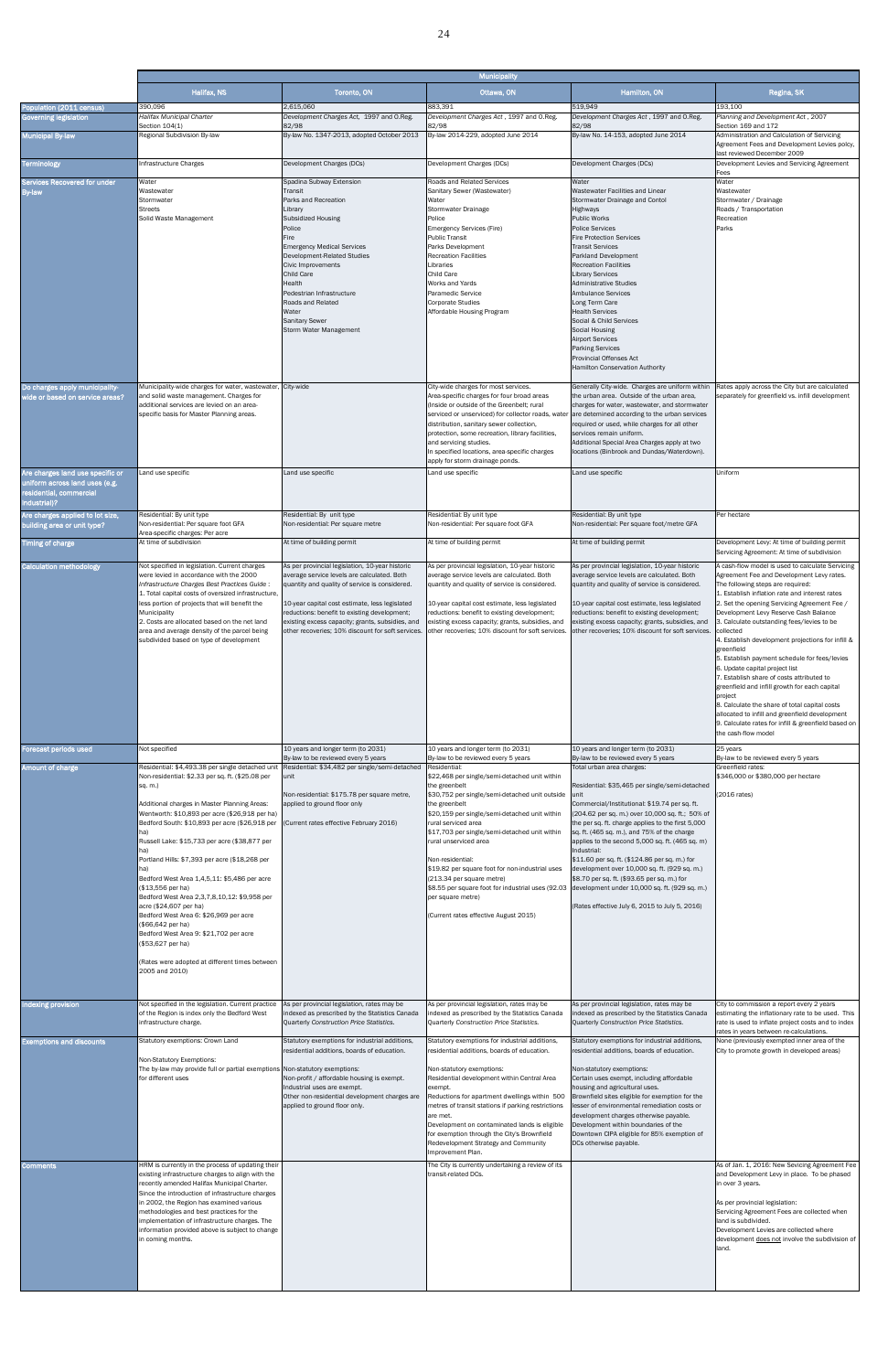| | Municipality | | | | |
|---|---|---|---|---|---|
| | Halifax, NS | Toronto, ON | Ottawa, ON | Hamilton, ON | Regina, SK |
| Population (2011 census) | 390,096 | 2,615,060 | 883,391 | 519,949 | 193,100 |
| Governing legislation | *Halifax Municipal Charter* Section 104(1) | *Development Charges Act,* 1997 and O.Reg. 82/98 | *Development Charges Act* , 1997 and O.Reg. 82/98 | *Development Charges Act* , 1997 and O.Reg. 82/98 | *Planning and Development Act* , 2007 Section 169 and 172 |
| Municipal By-law | Regional Subdivision By-law | By-law No. 1347-2013, adopted October 2013 | By-law 2014-229, adopted June 2014 | By-law No. 14-153, adopted June 2014 | Administration and Calculation of Servicing Agreement Fees and Development Levies policy, last reviewed December 2009 |
| Terminology | Infrastructure Charges | Development Charges (DCs) | Development Charges (DCs) | Development Charges (DCs) | Development Levies and Servicing Agreement Fees |
| Services Recovered for under By-law | Water<br>Wastewater<br>Stormwater<br>Streets<br>Solid Waste Management | Spadina Subway Extension<br>Transit<br>Parks and Recreation<br>Library<br>Subsidized Housing<br>Police<br>Fire<br>Emergency Medical Services<br>Development-Related Studies<br>Civic Improvements<br>Child Care<br>Health<br>Pedestrian Infrastructure<br>Roads and Related<br>Water<br>Sanitary Sewer<br>Storm Water Management | Roads and Related Services<br>Sanitary Sewer (Wastewater)<br>Water<br>Stormwater Drainage<br>Police<br>Emergency Services (Fire)<br>Public Transit<br>Parks Development<br>Recreation Facilities<br>Libraries<br>Child Care<br>Works and Yards<br>Paramedic Service<br>Corporate Studies<br>Affordable Housing Program | Water<br>Wastewater Facilities and Linear<br>Stormwater Drainage and Contol<br>Highways<br>Public Works<br>Police Services<br>Fire Protection Services<br>Transit Services<br>Parkland Development<br>Recreation Facilities<br>Library Services<br>Administrative Studies<br>Ambulance Services<br>Long Term Care<br>Health Services<br>Social & Child Services<br>Social Housing<br>Airport Services<br>Parking Services<br>Provincial Offenses Act<br>Hamilton Conservation Authority | Water<br>Wastewater<br>Stormwater / Drainage<br>Roads / Transportation<br>Recreation<br>Parks |
| Do charges apply municipality-wide or based on service areas? | Municipality-wide charges for water, wastewater, and solid waste management. Charges for additional services are levied on an area-specific basis for Master Planning areas. | City-wide | City-wide charges for most services.<br>Area-specific charges for four broad areas (inside or outside of the Greenbelt; rural serviced or unserviced) for collector roads, water distribution, sanitary sewer collection, protection, some recreation, library facilities, and servicing studies.<br>In specified locations, area-specific charges apply for storm drainage ponds. | Generally City-wide. Charges are uniform within the urban area. Outside of the urban area, charges for water, wastewater, and stormwater are determined according to the urban services required or used, while charges for all other services remain uniform.<br>Additional Special Area Charges apply at two locations (Binbrook and Dundas/Waterdown). | Rates apply across the City but are calculated separately for greenfield vs. infill development |
| Are charges land use specific or uniform across land uses (e.g. residential, commercial industrial)? | Land use specific | Land use specific | Land use specific | Land use specific | Uniform |
| Are charges applied to lot size, building area or unit type? | Residential: By unit type<br>Non-residential: Per square foot GFA<br>Area-specific charges: Per acre | Residential: By unit type<br>Non-residential: Per square metre | Residential: By unit type<br>Non-residential: Per square foot GFA | Residential: By unit type<br>Non-residential: Per square foot/metre GFA | Per hectare |
| Timing of charge | At time of subdivision | At time of building permit | At time of building permit | At time of building permit | Development Levy: At time of building permit<br>Servicing Agreement: At time of subdivision |
| Calculation methodology | Not specified in legislation. Current charges were levied in accordance with the 2000 *Infrastructure Charges Best Practices Guide* :<br>1. Total capital costs of oversized infrastructure, less portion of projects that will benefit the Municipality<br>2. Costs are allocated based on the net land area and average density of the parcel being subdivided based on type of development | As per provincial legislation, 10-year historic average service levels are calculated. Both quantity and quality of service is considered.<br><br>10-year capital cost estimate, less legislated reductions: benefit to existing development; existing excess capacity; grants, subsidies, and other recoveries; 10% discount for soft services. | As per provincial legislation, 10-year historic average service levels are calculated. Both quantity and quality of service is considered.<br><br>10-year capital cost estimate, less legislated reductions: benefit to existing development; existing excess capacity; grants, subsidies, and other recoveries; 10% discount for soft services. | As per provincial legislation, 10-year historic average service levels are calculated. Both quantity and quality of service is considered.<br><br>10-year capital cost estimate, less legislated reductions: benefit to existing development; existing excess capacity; grants, subsidies, and other recoveries; 10% discount for soft services. | A cash-flow model is used to calculate Servicing Agreement Fee and Development Levy rates.<br>The following steps are required:<br>1. Establish inflation rate and interest rates<br>2. Set the opening Servicing Agreement Fee / Development Levy Reserve Cash Balance<br>3. Calculate outstanding fees/levies to be collected<br>4. Establish development projections for infill & greenfield<br>5. Establish payment schedule for fees/levies<br>6. Update capital project list<br>7. Establish share of costs attributed to greenfield and infill growth for each capital project<br>8. Calculate the share of total capital costs allocated to infill and greenfield development<br>9. Calculate rates for infill & greenfield based on the cash-flow model |
| Forecast periods used | Not specified | 10 years and longer term (to 2031)<br>By-law to be reviewed every 5 years | 10 years and longer term (to 2031)<br>By-law to be reviewed every 5 years | 10 years and longer term (to 2031)<br>By-law to be reviewed every 5 years | 25 years<br>By-law to be reviewed every 5 years |
| Amount of charge | Residential: $4,493.38 per single detached unit<br>Non-residential: $2.33 per sq. ft. ($25.08 per sq. m.)<br><br>Additional charges in Master Planning Areas:<br>Wentworth: $10,893 per acre ($26,918 per ha)<br>Bedford South: $10,893 per acre ($26,918 per ha)<br>Russell Lake: $15,733 per acre ($38,877 per ha)<br>Portland Hills: $7,393 per acre ($18,268 per ha)<br>Bedford West Area 1,4,5,11: $5,486 per acre ($13,556 per ha)<br>Bedford West Area 2,3,7,8,10,12: $9,958 per acre ($24,607 per ha)<br>Bedford West Area 6: $26,969 per acre ($66,642 per ha)<br>Bedford West Area 9: $21,702 per acre ($53,627 per ha)<br><br>(Rates were adopted at different times between 2005 and 2010) | Residential: $34,482 per single/semi-detached unit<br><br>Non-residential: $175.78 per square metre, applied to ground floor only<br><br>(Current rates effective February 2016) | Residential:<br>$22,468 per single/semi-detached unit within the greenbelt<br>$30,752 per single/semi-detached unit outside the greenbelt<br>$20,159 per single/semi-detached unit within rural serviced area<br>$17,703 per single/semi-detached unit within rural unserviced area<br><br>Non-residential:<br>$19.82 per square foot for non-industrial uses (213.34 per square metre)<br>$8.55 per square foot for industrial uses (92.03 per square metre)<br><br>(Current rates effective August 2015) | Total urban area charges:<br><br>Residential: $35,465 per single/semi-detached unit<br>Commercial/Institutional: $19.74 per sq. ft. (204.62 per sq. m.) over 10,000 sq. ft.; 50% of the per sq. ft. charge applies to the first 5,000 sq. ft. (465 sq. m.), and 75% of the charge applies to the second 5,000 sq. ft. (465 sq. m)<br>Industrial:<br>$11.60 per sq. ft. ($124.86 per sq. m.) for development over 10,000 sq. ft. (929 sq. m.)<br>$8.70 per sq. ft. ($93.65 per sq. m.) for development under 10,000 sq. ft. (929 sq. m.)<br><br>(Rates effective July 6, 2015 to July 5, 2016) | Greenfield rates:<br>$346,000 or $380,000 per hectare<br><br>(2016 rates) |
| Indexing provision | Not specified in the legislation. Current practice of the Region is index only the Bedford West infrastructure charge. | As per provincial legislation, rates may be indexed as prescribed by the Statistics Canada Quarterly *Construction Price Statistics.* | As per provincial legislation, rates may be indexed as prescribed by the Statistics Canada Quarterly *Construction Price Statistics.* | As per provincial legislation, rates may be indexed as prescribed by the Statistics Canada Quarterly *Construction Price Statistics.* | City to commission a report every 2 years estimating the inflationary rate to be used. This rate is used to inflate project costs and to index rates in years between re-calculations. |
| Exemptions and discounts | Statutory exemptions: Crown Land<br><br>Non-Statutory Exemptions:<br>The by-law may provide full or partial exemptions for different uses | Statutory exemptions for industrial additions, residential additions, boards of education.<br><br>Non-statutory exemptions:<br>Non-profit / affordable housing is exempt.<br>Industrial uses are exempt.<br>Other non-residential development charges are applied to ground floor only. | Statutory exemptions for industrial additions, residential additions, boards of education.<br><br>Non-statutory exemptions:<br>Residential development within Central Area exempt.<br>Reductions for apartment dwellings within 500 metres of transit stations if parking restrictions are met.<br>Development on contaminated lands is eligible for exemption through the City's Brownfield Redevelopment Strategy and Community Improvement Plan. | Statutory exemptions for industrial additions, residential additions, boards of education.<br><br>Non-statutory exemptions:<br>Certain uses exempt, including affordable housing and agricultural uses.<br>Brownfield sites eligible for exemption for the lesser of environmental remediation costs or development charges otherwise payable.<br>Development within boundaries of the Downtown CIPA eligible for 85% exemption of DCs otherwise payable. | None (previously exempted inner area of the City to promote growth in developed areas) |
| Comments | HRM is currently in the process of updating their existing infrastructure charges to align with the recently amended Halifax Municipal Charter. Since the introduction of infrastructure charges in 2002, the Region has examined various methodologies and best practices for the implementation of infrastructure charges. The information provided above is subject to change in coming months. | | The City is currently undertaking a review of its transit-related DCs. | | As of Jan. 1, 2016: New Sevicing Agreement Fee and Development Levy in place. To be phased in over 3 years.<br><br>As per provincial legislation:<br>Servicing Agreement Fees are collected when land is subdivided.<br>Development Levies are collected where development <u>does not</u> involve the subdivision of land. |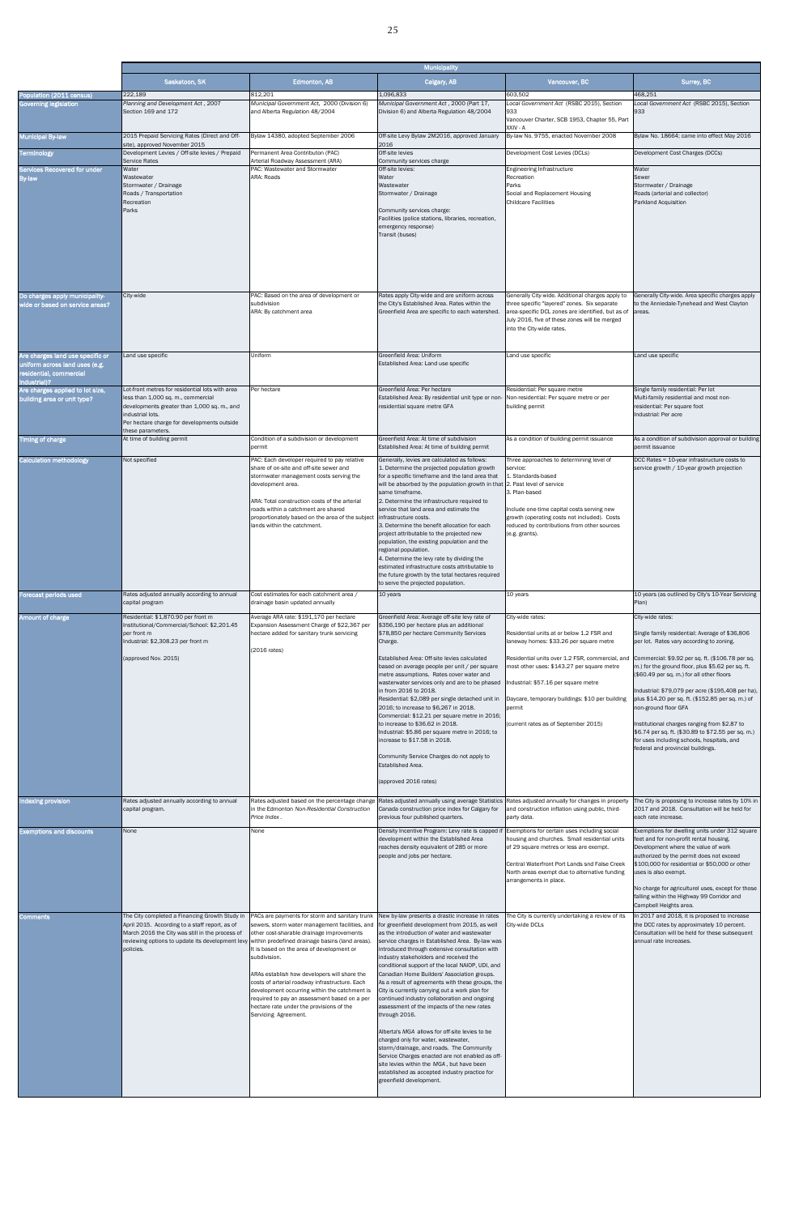| | Municipality | | | | |
|---|---|---|---|---|---|
| | Saskatoon, SK | Edmonton, AB | Calgary, AB | Vancouver, BC | Surrey, BC |
| Population (2011 census) | 222,189 | 812,201 | 1,096,833 | 603,502 | 468,251 |
| Governing legislation | *Planning and Development Act*, 2007 Section 169 and 172 | *Municipal Government Act*, 2000 (Division 6) and Alberta Regulation 48/2004 | *Municipal Government Act*, 2000 (Part 17, Division 6) and Alberta Regulation 48/2004 | *Local Government Act* (RSBC 2015), Section 933<br>Vancouver Charter, SCB 1953, Chapter 55, Part XXIV - A | *Local Government Act* (RSBC 2015), Section 933 |
| Municipal By-law | 2015 Prepaid Servicing Rates (Direct and Off-site), approved November 2015 | Bylaw 14380, adopted September 2006 | Off-site Levy Bylaw 2M2016, approved January 2016 | By-law No. 9755, enacted November 2008 | Bylaw No. 18664; came into effect May 2016 |
| Terminology | Development Levies / Off-site levies / Prepaid Service Rates | Permanent Area Contribution (PAC)<br>Arterial Roadway Assessment (ARA) | Off-site levies<br>Community services charge | Development Cost Levies (DCLs) | Development Cost Charges (DCCs) |
| Services Recovered for under By-law | Water<br>Wastewater<br>Stormwater / Drainage<br>Roads / Transportation<br>Recreation<br>Parks | PAC: Wastewater and Stormwater<br>ARA: Roads | Off-site levies:<br>Water<br>Wastewater<br>Stormwater / Drainage<br><br>Community services charge:<br>Facilities (police stations, libraries, recreation, emergency response)<br>Transit (buses) | Engineering Infrastructure<br>Recreation<br>Parks<br>Social and Replacement Housing<br>Childcare Facilities | Water<br>Sewer<br>Stormwater / Drainage<br>Roads (arterial and collector)<br>Parkland Acquisition |
| Do charges apply municipality-wide or based on service areas? | City-wide | PAC: Based on the area of development or subdivision<br>ARA: By catchment area | Rates apply City-wide and are uniform across the City's Established Area. Rates within the Greenfield Area are specific to each watershed. | Generally City-wide. Additional charges apply to three specific "layered" zones. Six separate area-specific DCL zones are identified, but as of July 2016, five of these zones will be merged into the City-wide rates. | Generally City-wide. Area specific charges apply to the Anniedale-Tynehead and West Clayton areas. |
| Are charges land use specific or uniform across land uses (e.g. residential, commercial industrial)? | Land use specific | Uniform | Greenfield Area: Uniform<br>Established Area: Land use specific | Land use specific | Land use specific |
| Are charges applied to lot size, building area or unit type? | Lot-front metres for residential lots with area less than 1,000 sq. m., commercial developments greater than 1,000 sq. m., and industrial lots.<br>Per hectare charge for developments outside these parameters. | Per hectare | Greenfield Area: Per hectare<br>Established Area: By residential unit type or non-residential square metre GFA | Residential: Per square metre<br>Non-residential: Per square metre or per building permit | Single family residential: Per lot<br>Multi-family residential and most non-residential: Per square foot<br>Industrial: Per acre |
| Timing of charge | At time of building permit | Condition of a subdivision or development permit | Greenfield Area: At time of subdivision<br>Established Area: At time of building permit | As a condition of building permit issuance | As a condition of subdivision approval or building permit issuance |
| Calculation methodology | Not specified | PAC: Each developer required to pay relative share of on-site and off-site sewer and stormwater management costs serving the development area.<br><br>ARA: Total construction costs of the arterial roads within a catchment are shared proportionately based on the area of the subject lands within the catchment. | Generally, levies are calculated as follows:<br>1. Determine the projected population growth for a specific timeframe and the land area that will be absorbed by the population growth in that same timeframe.<br>2. Determine the infrastructure required to service that land area and estimate the infrastructure costs.<br>3. Determine the benefit allocation for each project attributable to the projected new population, the existing population and the regional population.<br>4. Determine the levy rate by dividing the estimated infrastructure costs attributable to the future growth by the total hectares required to serve the projected population. | Three approaches to determining level of service:<br>1. Standards-based<br>2. Past level of service<br>3. Plan-based<br><br>Include one-time capital costs serving new growth (operating costs not included). Costs reduced by contributions from other sources (e.g. grants). | DCC Rates = 10-year infrastructure costs to service growth / 10-year growth projection |
| Forecast periods used | Rates adjusted annually according to annual capital program | Cost estimates for each catchment area / drainage basin updated annually | 10 years | 10 years | 10 years (as outlined by City's 10-Year Servicing Plan) |
| Amount of charge | Residential: \$1,870.90 per front m<br>Institutional/Commercial/School: \$2,201.45 per front m<br>Industrial: \$2,308.23 per front m<br><br>(approved Nov. 2015) | Average ARA rate: \$191,170 per hectare<br>Expansion Assessment Charge of \$22,367 per hectare added for sanitary trunk servicing<br><br>(2016 rates) | Greenfield Area: Average off-site levy rate of \$356,190 per hectare plus an additional \$78,850 per hectare Community Services Charge.<br><br>Established Area: Off-site levies calculated based on average people per unit / per square metre assumptions. Rates cover water and wastewater services only and are to be phased in from 2016 to 2018.<br>Residential: \$2,089 per single detached unit in 2016; to increase to \$6,267 in 2018.<br>Commercial: \$12.21 per square metre in 2016; to increase to \$36.62 in 2018.<br>Industrial: \$5.86 per square metre in 2016; to increase to \$17.58 in 2018.<br><br>Community Service Charges do not apply to Established Area.<br><br>(approved 2016 rates) | City-wide rates:<br><br>Residential units at or below 1.2 FSR and laneway homes: \$33.26 per square metre<br><br>Residential units over 1.2 FSR, commercial, and most other uses: \$143.27 per square metre<br><br>Industrial: \$57.16 per square metre<br><br>Daycare, temporary buildings: \$10 per building permit<br><br>(current rates as of September 2015) | City-wide rates:<br><br>Single family residential: Average of \$36,806 per lot. Rates vary according to zoning.<br><br>Commercial: \$9.92 per sq. ft. (\$106.78 per sq. m.) for the ground floor, plus \$5.62 per sq. ft. (\$60.49 per sq. m.) for all other floors<br><br>Industrial: \$79,079 per acre (\$195,408 per ha), plus \$14.20 per sq. ft. (\$152.85 per sq. m.) of non-ground floor GFA<br><br>Institutional charges ranging from \$2.87 to \$6.74 per sq. ft. (\$30.89 to \$72.55 per sq. m.) for uses including schools, hospitals, and federal and provincial buildings. |
| Indexing provision | Rates adjusted annually according to annual capital program. | Rates adjusted based on the percentage change in the Edmonton *Non-Residential Construction Price Index*. | Rates adjusted annually using average Statistics Canada construction price index for Calgary for previous four published quarters. | Rates adjusted annually for changes in property and construction inflation using public, third-party data. | The City is proposing to increase rates by 10% in 2017 and 2018. Consultation will be held for each rate increase. |
| Exemptions and discounts | None | None | Density Incentive Program: Levy rate is capped if development within the Established Area reaches density equivalent of 285 or more people and jobs per hectare. | Exemptions for certain uses including social housing and churches. Small residential units of 29 square metres or less are exempt.<br><br>Central Waterfront Port Lands and False Creek North areas exempt due to alternative funding arrangements in place. | Exemptions for dwelling units under 312 square feet and for non-profit rental housing. Development where the value of work authorized by the permit does not exceed \$100,000 for residential or \$50,000 or other uses is also exempt.<br><br>No charge for agricultural uses, except for those falling within the Highway 99 Corridor and Campbell Heights area. |
| Comments | The City completed a Financing Growth Study in April 2015. According to a staff report, as of March 2016 the City was still in the process of reviewing options to update its development levy policies. | PACs are payments for storm and sanitary trunk sewers, storm water management facilities, and other cost-sharable drainage improvements within predefined drainage basins (land areas). It is based on the area of development or subdivision.<br><br>ARAs establish how developers will share the costs of arterial roadway infrastructure. Each development occurring within the catchment is required to pay an assessment based on a per hectare rate under the provisions of the Servicing Agreement. | New by-law presents a drastic increase in rates for greenfield development from 2015, as well as the introduction of water and wastewater service charges in Established Area. By-law was introduced through extensive consultation with industry stakeholders and received the conditional support of the local NAIOP, UDI, and Canadian Home Builders' Association groups. As a result of agreements with these groups, the City is currently carrying out a work plan for continued industry collaboration and ongoing assessment of the impacts of the new rates through 2016.<br><br>Alberta's *MGA* allows for off-site levies to be charged only for water, wastewater, storm/drainage, and roads. The Community Service Charges enacted are not enabled as off-site levies within the *MGA*, but have been established as accepted industry practice for greenfield development. | The City is currently undertaking a review of its City-wide DCLs | In 2017 and 2018, it is proposed to increase the DCC rates by approximately 10 percent. Consultation will be held for these subsequent annual rate increases. |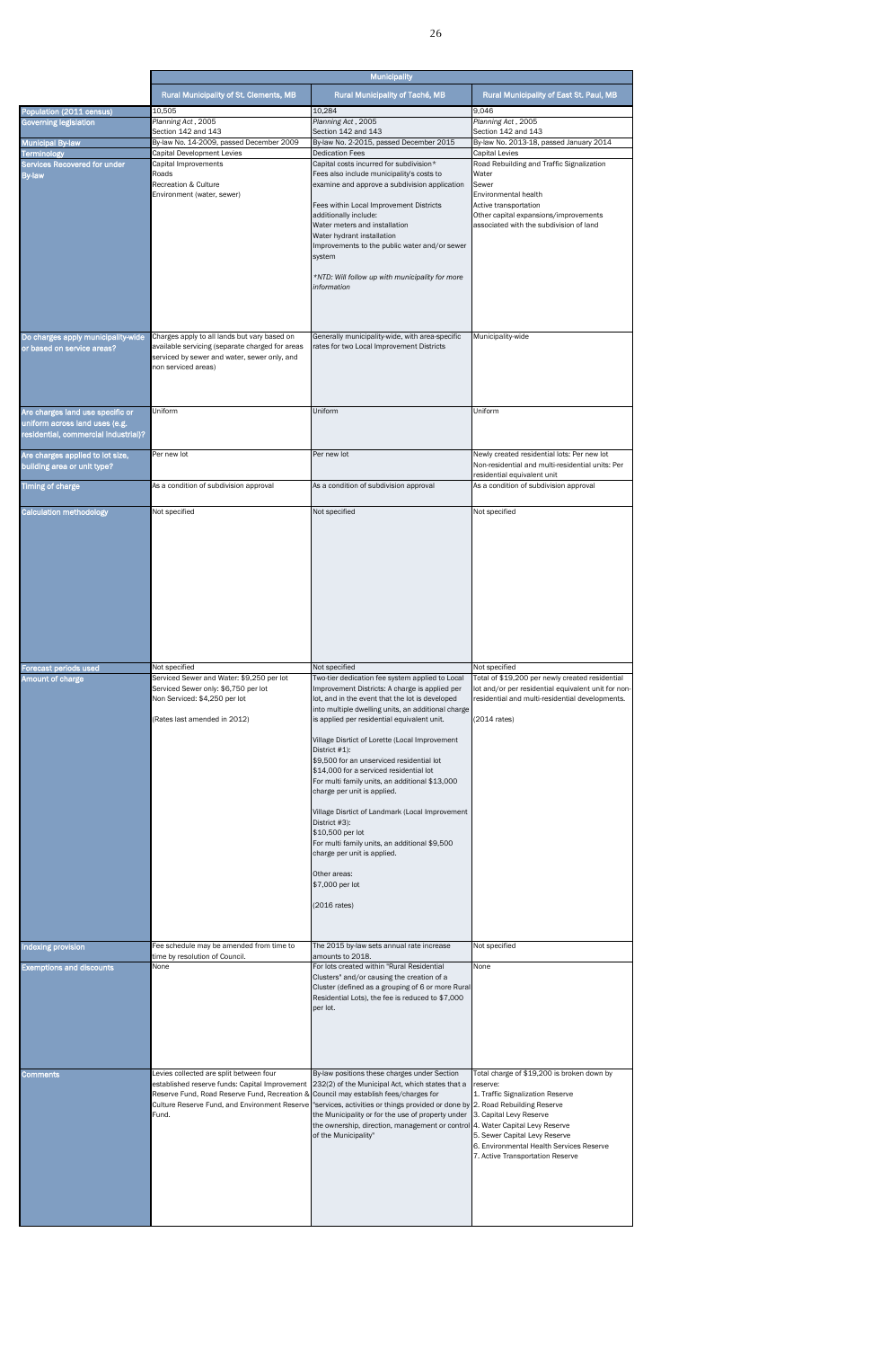| | Municipality | | |
|---|---|---|---|
| | Rural Municipality of St. Clements, MB | Rural Municipality of Taché, MB | Rural Municipality of East St. Paul, MB |
| Population (2011 census) | 10,505 | 10,284 | 9,046 |
| Governing legislation | *Planning Act*, 2005<br>Section 142 and 143 | *Planning Act*, 2005<br>Section 142 and 143 | *Planning Act*, 2005<br>Section 142 and 143 |
| Municipal By-law | By-law No. 14-2009, passed December 2009 | By-law No. 2-2015, passed December 2015 | By-law No. 2013-18, passed January 2014 |
| Terminology | Capital Development Levies | Dedication Fees | Capital Levies |
| Services Recovered for under By-law | Capital Improvements<br>Roads<br>Recreation & Culture<br>Environment (water, sewer) | Capital costs incurred for subdivision*<br>Fees also include municipality's costs to examine and approve a subdivision application<br><br>Fees within Local Improvement Districts additionally include:<br>Water meters and installation<br>Water hydrant installation<br>Improvements to the public water and/or sewer system<br><br>*\*NTD: Will follow up with municipality for more information* | Road Rebuilding and Traffic Signalization<br>Water<br>Sewer<br>Environmental health<br>Active transportation<br>Other capital expansions/improvements associated with the subdivision of land |
| Do charges apply municipality-wide or based on service areas? | Charges apply to all lands but vary based on available servicing (separate charged for areas serviced by sewer and water, sewer only, and non serviced areas) | Generally municipality-wide, with area-specific rates for two Local Improvement Districts | Municipality-wide |
| Are charges land use specific or uniform across land uses (e.g. residential, commercial industrial)? | Uniform | Uniform | Uniform |
| Are charges applied to lot size, building area or unit type? | Per new lot | Per new lot | Newly created residential lots: Per new lot<br>Non-residential and multi-residential units: Per residential equivalent unit |
| Timing of charge | As a condition of subdivision approval | As a condition of subdivision approval | As a condition of subdivision approval |
| Calculation methodology | Not specified | Not specified | Not specified |
| Forecast periods used | Not specified | Not specified | Not specified |
| Amount of charge | Serviced Sewer and Water: $9,250 per lot<br>Serviced Sewer only: $6,750 per lot<br>Non Serviced: $4,250 per lot<br><br>(Rates last amended in 2012) | Two-tier dedication fee system applied to Local Improvement Districts: A charge is applied per lot, and in the event that the lot is developed into multiple dwelling units, an additional charge is applied per residential equivalent unit.<br><br>Village Disrtict of Lorette (Local Improvement District #1):<br>$9,500 for an unserviced residential lot<br>$14,000 for a serviced residential lot<br>For multi family units, an additional $13,000 charge per unit is applied.<br><br>Village Disrtict of Landmark (Local Improvement District #3):<br>$10,500 per lot<br>For multi family units, an additional $9,500 charge per unit is applied.<br><br>Other areas:<br>$7,000 per lot<br><br>(2016 rates) | Total of $19,200 per newly created residential lot and/or per residential equivalent unit for non-residential and multi-residential developments.<br><br>(2014 rates) |
| Indexing provision | Fee schedule may be amended from time to time by resolution of Council. | The 2015 by-law sets annual rate increase amounts to 2018. | Not specified |
| Exemptions and discounts | None | For lots created within "Rural Residential Clusters" and/or causing the creation of a Cluster (defined as a grouping of 6 or more Rural Residential Lots), the fee is reduced to $7,000 per lot. | None |
| Comments | Levies collected are split between four established reserve funds: Capital Improvement Reserve Fund, Road Reserve Fund, Recreation & Culture Reserve Fund, and Environment Reserve Fund. | By-law positions these charges under Section 232(2) of the Municipal Act, which states that a Council may establish fees/charges for "services, activities or things provided or done by the Municipality or for the use of property under the ownership, direction, management or control of the Municipality" | Total charge of $19,200 is broken down by reserve:<br>1. Traffic Signalization Reserve<br>2. Road Rebuilding Reserve<br>3. Capital Levy Reserve<br>4. Water Capital Levy Reserve<br>5. Sewer Capital Levy Reserve<br>6. Environmental Health Services Reserve<br>7. Active Transportation Reserve |